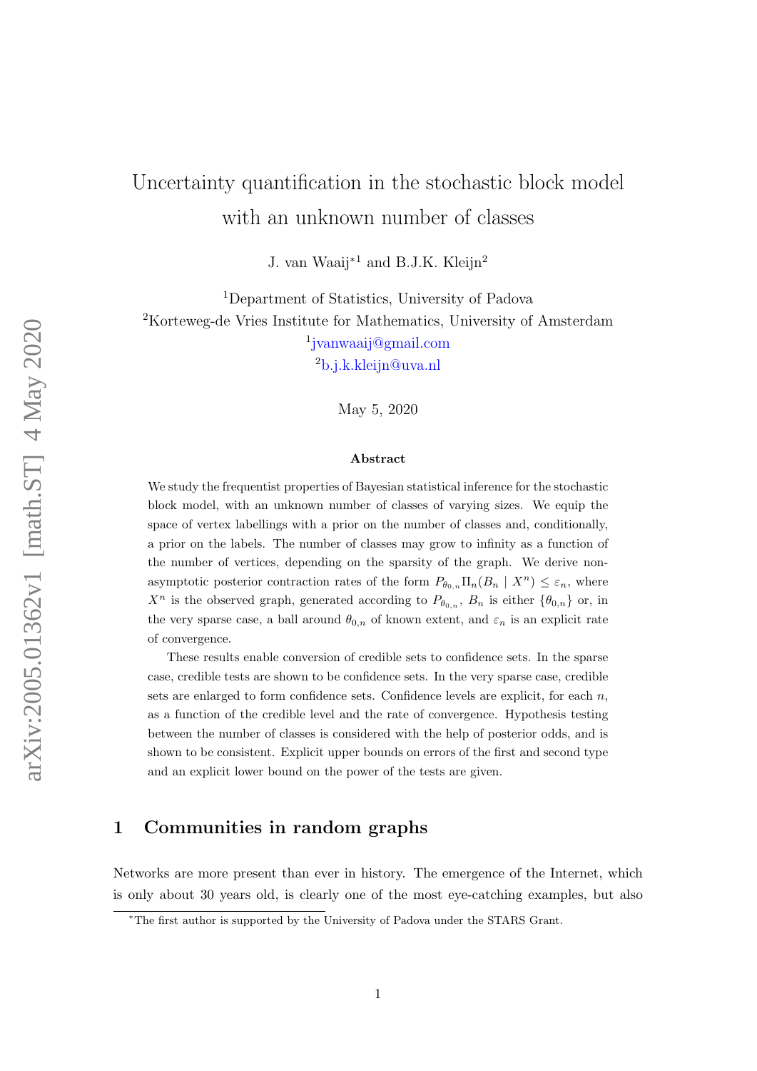# Uncertainty quantification in the stochastic block model with an unknown number of classes

J. van Waaij*[1] and B.J.K. Kleijn[2]

[1]Department of Statistics, University of Padova

[2]Korteweg-de Vries Institute for Mathematics, University of Amsterdam

[1]jvanwaaij@gmail.com

[2]b.j.k.kleijn@uva.nl

May 5, 2020

**Abstract**

We study the frequentist properties of Bayesian statistical inference for the stochastic block model, with an unknown number of classes of varying sizes. We equip the space of vertex labellings with a prior on the number of classes and, conditionally, a prior on the labels. The number of classes may grow to infinity as a function of the number of vertices, depending on the sparsity of the graph. We derive non-asymptotic posterior contraction rates of the form $P_{\theta_{0,n}}\Pi_n(B_n \mid X^n) \leq \varepsilon_n$, where $X^n$ is the observed graph, generated according to $P_{\theta_{0,n}}$, $B_n$ is either $\{\theta_{0,n}\}$ or, in the very sparse case, a ball around $\theta_{0,n}$ of known extent, and $\varepsilon_n$ is an explicit rate of convergence.

These results enable conversion of credible sets to confidence sets. In the sparse case, credible tests are shown to be confidence sets. In the very sparse case, credible sets are enlarged to form confidence sets. Confidence levels are explicit, for each $n$, as a function of the credible level and the rate of convergence. Hypothesis testing between the number of classes is considered with the help of posterior odds, and is shown to be consistent. Explicit upper bounds on errors of the first and second type and an explicit lower bound on the power of the tests are given.

## 1 Communities in random graphs

Networks are more present than ever in history. The emergence of the Internet, which is only about 30 years old, is clearly one of the most eye-catching examples, but also

*The first author is supported by the University of Padova under the STARS Grant.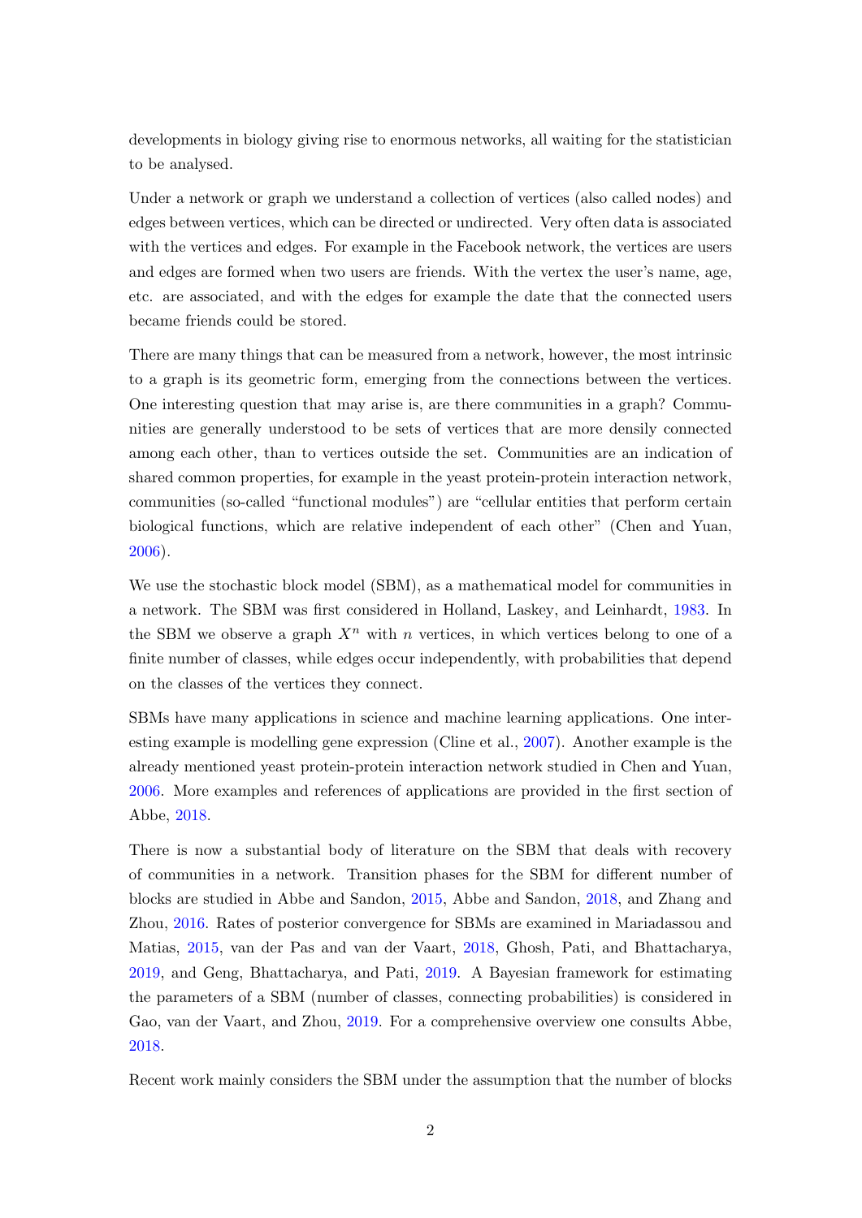developments in biology giving rise to enormous networks, all waiting for the statistician to be analysed.

Under a network or graph we understand a collection of vertices (also called nodes) and edges between vertices, which can be directed or undirected. Very often data is associated with the vertices and edges. For example in the Facebook network, the vertices are users and edges are formed when two users are friends. With the vertex the user's name, age, etc. are associated, and with the edges for example the date that the connected users became friends could be stored.

There are many things that can be measured from a network, however, the most intrinsic to a graph is its geometric form, emerging from the connections between the vertices. One interesting question that may arise is, are there communities in a graph? Communities are generally understood to be sets of vertices that are more densily connected among each other, than to vertices outside the set. Communities are an indication of shared common properties, for example in the yeast protein-protein interaction network, communities (so-called "functional modules") are "cellular entities that perform certain biological functions, which are relative independent of each other" (Chen and Yuan, 2006).

We use the stochastic block model (SBM), as a mathematical model for communities in a network. The SBM was first considered in Holland, Laskey, and Leinhardt, 1983. In the SBM we observe a graph $X^n$ with $n$ vertices, in which vertices belong to one of a finite number of classes, while edges occur independently, with probabilities that depend on the classes of the vertices they connect.

SBMs have many applications in science and machine learning applications. One interesting example is modelling gene expression (Cline et al., 2007). Another example is the already mentioned yeast protein-protein interaction network studied in Chen and Yuan, 2006. More examples and references of applications are provided in the first section of Abbe, 2018.

There is now a substantial body of literature on the SBM that deals with recovery of communities in a network. Transition phases for the SBM for different number of blocks are studied in Abbe and Sandon, 2015, Abbe and Sandon, 2018, and Zhang and Zhou, 2016. Rates of posterior convergence for SBMs are examined in Mariadassou and Matias, 2015, van der Pas and van der Vaart, 2018, Ghosh, Pati, and Bhattacharya, 2019, and Geng, Bhattacharya, and Pati, 2019. A Bayesian framework for estimating the parameters of a SBM (number of classes, connecting probabilities) is considered in Gao, van der Vaart, and Zhou, 2019. For a comprehensive overview one consults Abbe, 2018.

Recent work mainly considers the SBM under the assumption that the number of blocks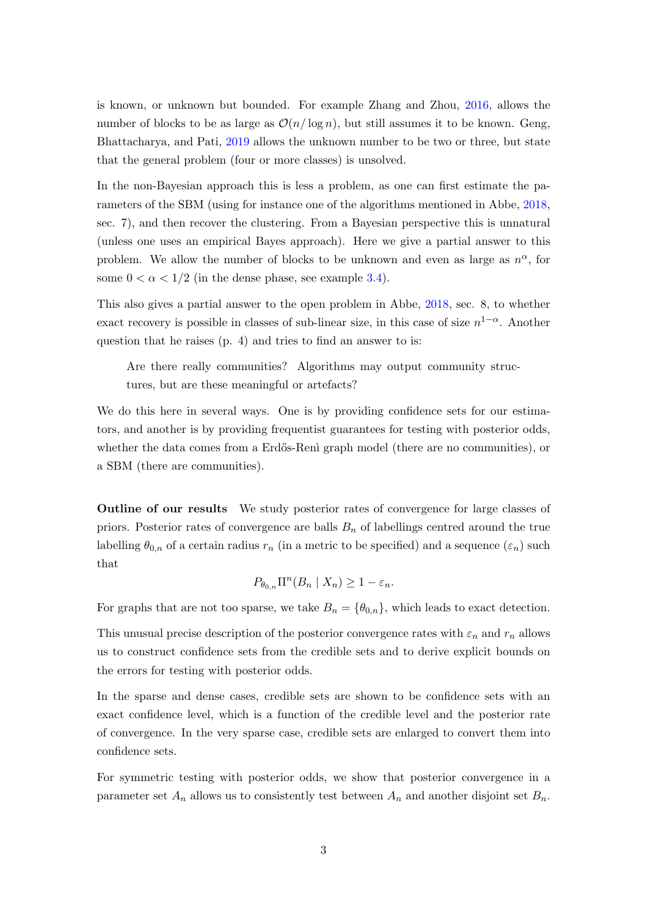is known, or unknown but bounded. For example Zhang and Zhou, 2016, allows the number of blocks to be as large as $\mathcal{O}(n/\log n)$, but still assumes it to be known. Geng, Bhattacharya, and Pati, 2019 allows the unknown number to be two or three, but state that the general problem (four or more classes) is unsolved.

In the non-Bayesian approach this is less a problem, as one can first estimate the parameters of the SBM (using for instance one of the algorithms mentioned in Abbe, 2018, sec. 7), and then recover the clustering. From a Bayesian perspective this is unnatural (unless one uses an empirical Bayes approach). Here we give a partial answer to this problem. We allow the number of blocks to be unknown and even as large as $n^{\alpha}$, for some $0 < \alpha < 1/2$ (in the dense phase, see example 3.4).

This also gives a partial answer to the open problem in Abbe, 2018, sec. 8, to whether exact recovery is possible in classes of sub-linear size, in this case of size $n^{1-\alpha}$. Another question that he raises (p. 4) and tries to find an answer to is:

> Are there really communities? Algorithms may output community structures, but are these meaningful or artefacts?

We do this here in several ways. One is by providing confidence sets for our estimators, and another is by providing frequentist guarantees for testing with posterior odds, whether the data comes from a Erdős-Renì graph model (there are no communities), or a SBM (there are communities).

**Outline of our results** We study posterior rates of convergence for large classes of priors. Posterior rates of convergence are balls $B_n$ of labellings centred around the true labelling $\theta_{0,n}$ of a certain radius $r_n$ (in a metric to be specified) and a sequence $(\varepsilon_n)$ such that

$$P_{\theta_{0,n}} \Pi^n(B_n \mid X_n) \geq 1 - \varepsilon_n.$$

For graphs that are not too sparse, we take $B_n = \{\theta_{0,n}\}$, which leads to exact detection.

This unusual precise description of the posterior convergence rates with $\varepsilon_n$ and $r_n$ allows us to construct confidence sets from the credible sets and to derive explicit bounds on the errors for testing with posterior odds.

In the sparse and dense cases, credible sets are shown to be confidence sets with an exact confidence level, which is a function of the credible level and the posterior rate of convergence. In the very sparse case, credible sets are enlarged to convert them into confidence sets.

For symmetric testing with posterior odds, we show that posterior convergence in a parameter set $A_n$ allows us to consistently test between $A_n$ and another disjoint set $B_n$.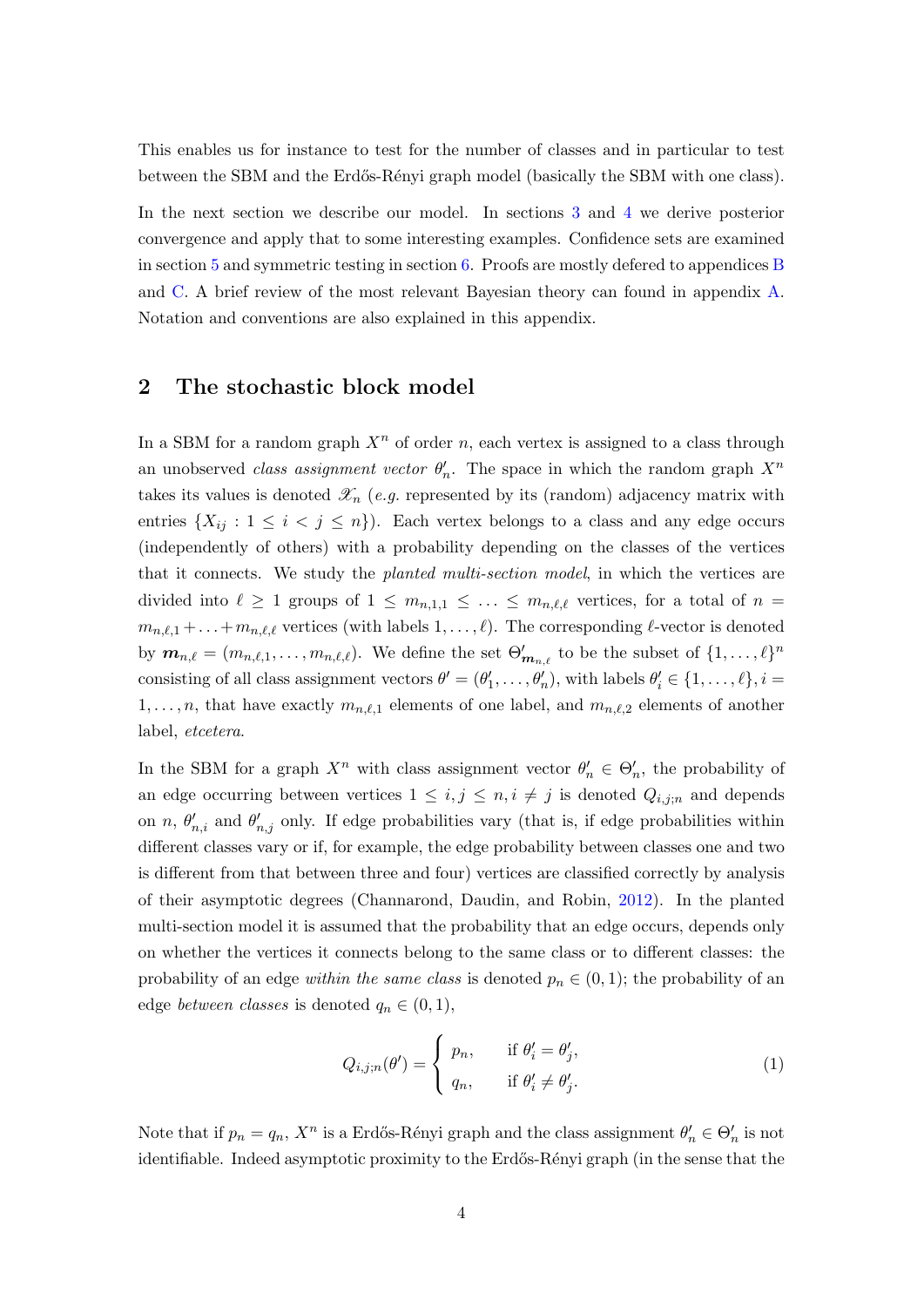This enables us for instance to test for the number of classes and in particular to test between the SBM and the Erdős-Rényi graph model (basically the SBM with one class).

In the next section we describe our model. In sections 3 and 4 we derive posterior convergence and apply that to some interesting examples. Confidence sets are examined in section 5 and symmetric testing in section 6. Proofs are mostly defered to appendices B and C. A brief review of the most relevant Bayesian theory can found in appendix A. Notation and conventions are also explained in this appendix.

## 2 The stochastic block model

In a SBM for a random graph $X^n$ of order $n$, each vertex is assigned to a class through an unobserved *class assignment vector* $\theta'_n$. The space in which the random graph $X^n$ takes its values is denoted $\mathscr{X}_n$ (*e.g.* represented by its (random) adjacency matrix with entries $\{X_{ij} : 1 \leq i < j \leq n\}$). Each vertex belongs to a class and any edge occurs (independently of others) with a probability depending on the classes of the vertices that it connects. We study the *planted multi-section model*, in which the vertices are divided into $\ell \geq 1$ groups of $1 \leq m_{n,1,1} \leq \ldots \leq m_{n,\ell,\ell}$ vertices, for a total of $n = m_{n,\ell,1} + \ldots + m_{n,\ell,\ell}$ vertices (with labels $1, \ldots, \ell$). The corresponding $\ell$-vector is denoted by $\boldsymbol{m}_{n,\ell} = (m_{n,\ell,1}, \ldots, m_{n,\ell,\ell})$. We define the set $\Theta'_{\boldsymbol{m}_{n,\ell}}$ to be the subset of $\{1, \ldots, \ell\}^n$ consisting of all class assignment vectors $\theta' = (\theta'_1, \ldots, \theta'_n)$, with labels $\theta'_i \in \{1, \ldots, \ell\}, i = 1, \ldots, n$, that have exactly $m_{n,\ell,1}$ elements of one label, and $m_{n,\ell,2}$ elements of another label, *etcetera*.

In the SBM for a graph $X^n$ with class assignment vector $\theta'_n \in \Theta'_n$, the probability of an edge occurring between vertices $1 \leq i, j \leq n, i \neq j$ is denoted $Q_{i,j;n}$ and depends on $n$, $\theta'_{n,i}$ and $\theta'_{n,j}$ only. If edge probabilities vary (that is, if edge probabilities within different classes vary or if, for example, the edge probability between classes one and two is different from that between three and four) vertices are classified correctly by analysis of their asymptotic degrees (Channarond, Daudin, and Robin, 2012). In the planted multi-section model it is assumed that the probability that an edge occurs, depends only on whether the vertices it connects belong to the same class or to different classes: the probability of an edge *within the same class* is denoted $p_n \in (0, 1)$; the probability of an edge *between classes* is denoted $q_n \in (0, 1)$,

$$Q_{i,j;n}(\theta') = \begin{cases} p_n, & \text{if } \theta'_i = \theta'_j, \\ q_n, & \text{if } \theta'_i \neq \theta'_j. \end{cases} \tag{1}$$

Note that if $p_n = q_n$, $X^n$ is a Erdős-Rényi graph and the class assignment $\theta'_n \in \Theta'_n$ is not identifiable. Indeed asymptotic proximity to the Erdős-Rényi graph (in the sense that the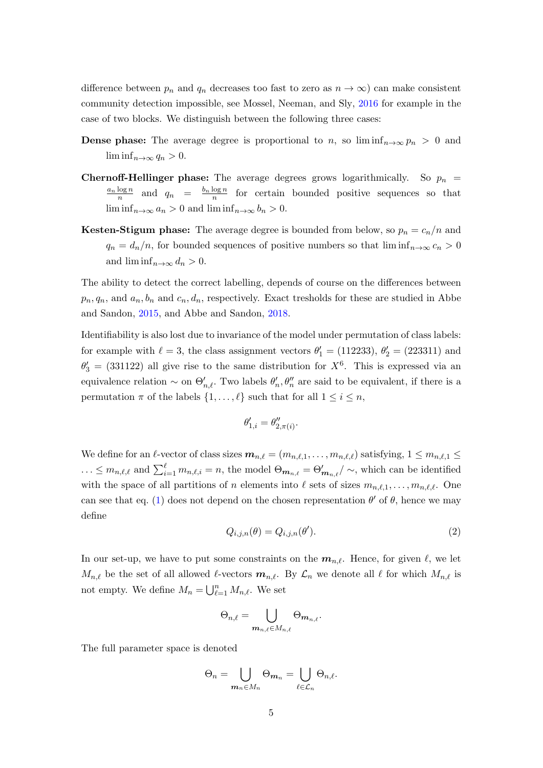difference between $p_n$ and $q_n$ decreases too fast to zero as $n \to \infty$) can make consistent community detection impossible, see Mossel, Neeman, and Sly, 2016 for example in the case of two blocks. We distinguish between the following three cases:

**Dense phase:** The average degree is proportional to $n$, so $\liminf_{n\to\infty} p_n > 0$ and $\liminf_{n\to\infty} q_n > 0$.

**Chernoff-Hellinger phase:** The average degrees grows logarithmically. So $p_n = \frac{a_n \log n}{n}$ and $q_n = \frac{b_n \log n}{n}$ for certain bounded positive sequences so that $\liminf_{n\to\infty} a_n > 0$ and $\liminf_{n\to\infty} b_n > 0$.

**Kesten-Stigum phase:** The average degree is bounded from below, so $p_n = c_n/n$ and $q_n = d_n/n$, for bounded sequences of positive numbers so that $\liminf_{n\to\infty} c_n > 0$ and $\liminf_{n\to\infty} d_n > 0$.

The ability to detect the correct labelling, depends of course on the differences between $p_n, q_n$, and $a_n, b_n$ and $c_n, d_n$, respectively. Exact tresholds for these are studied in Abbe and Sandon, 2015, and Abbe and Sandon, 2018.

Identifiability is also lost due to invariance of the model under permutation of class labels: for example with $\ell = 3$, the class assignment vectors $\theta'_1 = (112233)$, $\theta'_2 = (223311)$ and $\theta'_3 = (331122)$ all give rise to the same distribution for $X^6$. This is expressed via an equivalence relation $\sim$ on $\Theta'_{n,\ell}$. Two labels $\theta'_n, \theta''_n$ are said to be equivalent, if there is a permutation $\pi$ of the labels $\{1, \dots, \ell\}$ such that for all $1 \le i \le n$,

$$\theta'_{1,i} = \theta''_{2,\pi(i)}.$$

We define for an $\ell$-vector of class sizes $\boldsymbol{m}_{n,\ell} = (m_{n,\ell,1}, \dots, m_{n,\ell,\ell})$ satisfying, $1 \le m_{n,\ell,1} \le \dots \le m_{n,\ell,\ell}$ and $\sum_{i=1}^{\ell} m_{n,\ell,i} = n$, the model $\Theta_{\boldsymbol{m}_{n,\ell}} = \Theta'_{\boldsymbol{m}_{n,\ell}}/\sim$, which can be identified with the space of all partitions of $n$ elements into $\ell$ sets of sizes $m_{n,\ell,1}, \dots, m_{n,\ell,\ell}$. One can see that eq. (1) does not depend on the chosen representation $\theta'$ of $\theta$, hence we may define

$$Q_{i,j,n}(\theta) = Q_{i,j,n}(\theta'). \tag{2}$$

In our set-up, we have to put some constraints on the $\boldsymbol{m}_{n,\ell}$. Hence, for given $\ell$, we let $M_{n,\ell}$ be the set of all allowed $\ell$-vectors $\boldsymbol{m}_{n,\ell}$. By $\mathcal{L}_n$ we denote all $\ell$ for which $M_{n,\ell}$ is not empty. We define $M_n = \bigcup_{\ell=1}^{n} M_{n,\ell}$. We set

$$\Theta_{n,\ell} = \bigcup_{\boldsymbol{m}_{n,\ell} \in M_{n,\ell}} \Theta_{\boldsymbol{m}_{n,\ell}}.$$

The full parameter space is denoted

$$\Theta_n = \bigcup_{\boldsymbol{m}_n \in M_n} \Theta_{\boldsymbol{m}_n} = \bigcup_{\ell \in \mathcal{L}_n} \Theta_{n,\ell}.$$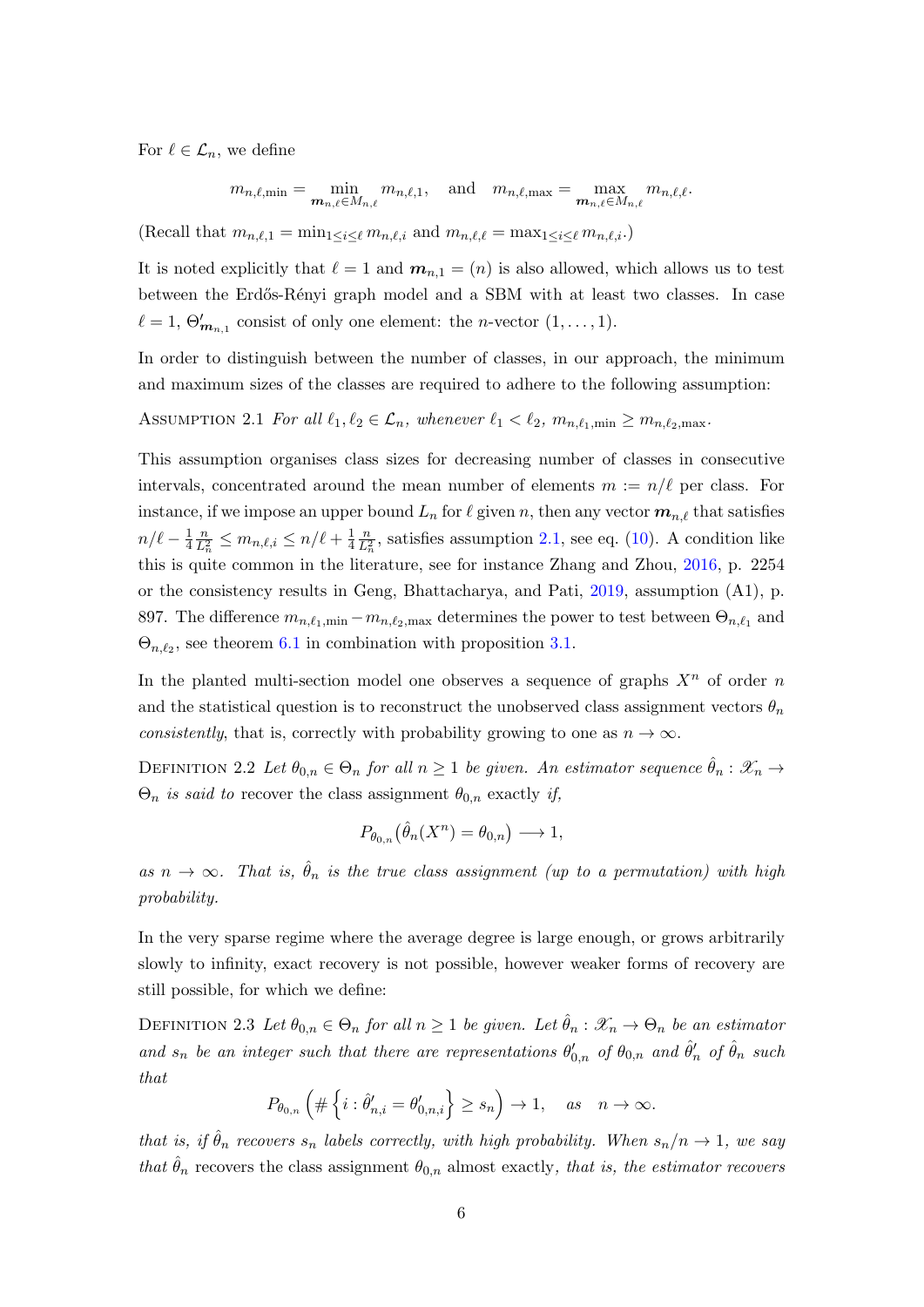For $\ell \in \mathcal{L}_n$, we define

$$m_{n,\ell,\min} = \min_{\boldsymbol{m}_{n,\ell} \in M_{n,\ell}} m_{n,\ell,1}, \quad \text{and} \quad m_{n,\ell,\max} = \max_{\boldsymbol{m}_{n,\ell} \in M_{n,\ell}} m_{n,\ell,\ell}.$$

(Recall that $m_{n,\ell,1} = \min_{1 \le i \le \ell} m_{n,\ell,i}$ and $m_{n,\ell,\ell} = \max_{1 \le i \le \ell} m_{n,\ell,i}$.)

It is noted explicitly that $\ell = 1$ and $\boldsymbol{m}_{n,1} = (n)$ is also allowed, which allows us to test between the Erdős-Rényi graph model and a SBM with at least two classes. In case $\ell = 1$, $\Theta'_{\boldsymbol{m}_{n,1}}$ consist of only one element: the $n$-vector $(1, \ldots, 1)$.

In order to distinguish between the number of classes, in our approach, the minimum and maximum sizes of the classes are required to adhere to the following assumption:

Assumption 2.1 *For all $\ell_1, \ell_2 \in \mathcal{L}_n$, whenever $\ell_1 < \ell_2$, $m_{n,\ell_1,\min} \ge m_{n,\ell_2,\max}$.*

This assumption organises class sizes for decreasing number of classes in consecutive intervals, concentrated around the mean number of elements $m := n/\ell$ per class. For instance, if we impose an upper bound $L_n$ for $\ell$ given $n$, then any vector $\boldsymbol{m}_{n,\ell}$ that satisfies $n/\ell - \frac{1}{4}\frac{n}{L_n^2} \le m_{n,\ell,i} \le n/\ell + \frac{1}{4}\frac{n}{L_n^2}$, satisfies assumption 2.1, see eq. (10). A condition like this is quite common in the literature, see for instance Zhang and Zhou, 2016, p. 2254 or the consistency results in Geng, Bhattacharya, and Pati, 2019, assumption (A1), p. 897. The difference $m_{n,\ell_1,\min} - m_{n,\ell_2,\max}$ determines the power to test between $\Theta_{n,\ell_1}$ and $\Theta_{n,\ell_2}$, see theorem 6.1 in combination with proposition 3.1.

In the planted multi-section model one observes a sequence of graphs $X^n$ of order $n$ and the statistical question is to reconstruct the unobserved class assignment vectors $\theta_n$ *consistently*, that is, correctly with probability growing to one as $n \to \infty$.

Definition 2.2 *Let $\theta_{0,n} \in \Theta_n$ for all $n \ge 1$ be given. An estimator sequence $\hat{\theta}_n : \mathscr{X}_n \to \Theta_n$ is said to* recover the class assignment $\theta_{0,n}$ exactly *if,*

$$P_{\theta_{0,n}}\big(\hat{\theta}_n(X^n) = \theta_{0,n}\big) \longrightarrow 1,$$

*as $n \to \infty$. That is, $\hat{\theta}_n$ is the true class assignment (up to a permutation) with high probability.*

In the very sparse regime where the average degree is large enough, or grows arbitrarily slowly to infinity, exact recovery is not possible, however weaker forms of recovery are still possible, for which we define:

Definition 2.3 *Let $\theta_{0,n} \in \Theta_n$ for all $n \ge 1$ be given. Let $\hat{\theta}_n : \mathscr{X}_n \to \Theta_n$ be an estimator and $s_n$ be an integer such that there are representations $\theta'_{0,n}$ of $\theta_{0,n}$ and $\hat{\theta}'_n$ of $\hat{\theta}_n$ such that*

$$P_{\theta_{0,n}}\left(\#\left\{i : \hat{\theta}'_{n,i} = \theta'_{0,n,i}\right\} \ge s_n\right) \to 1, \quad \text{as} \quad n \to \infty.$$

*that is, if $\hat{\theta}_n$ recovers $s_n$ labels correctly, with high probability. When $s_n/n \to 1$, we say that $\hat{\theta}_n$* recovers the class assignment $\theta_{0,n}$ almost exactly*, that is, the estimator recovers*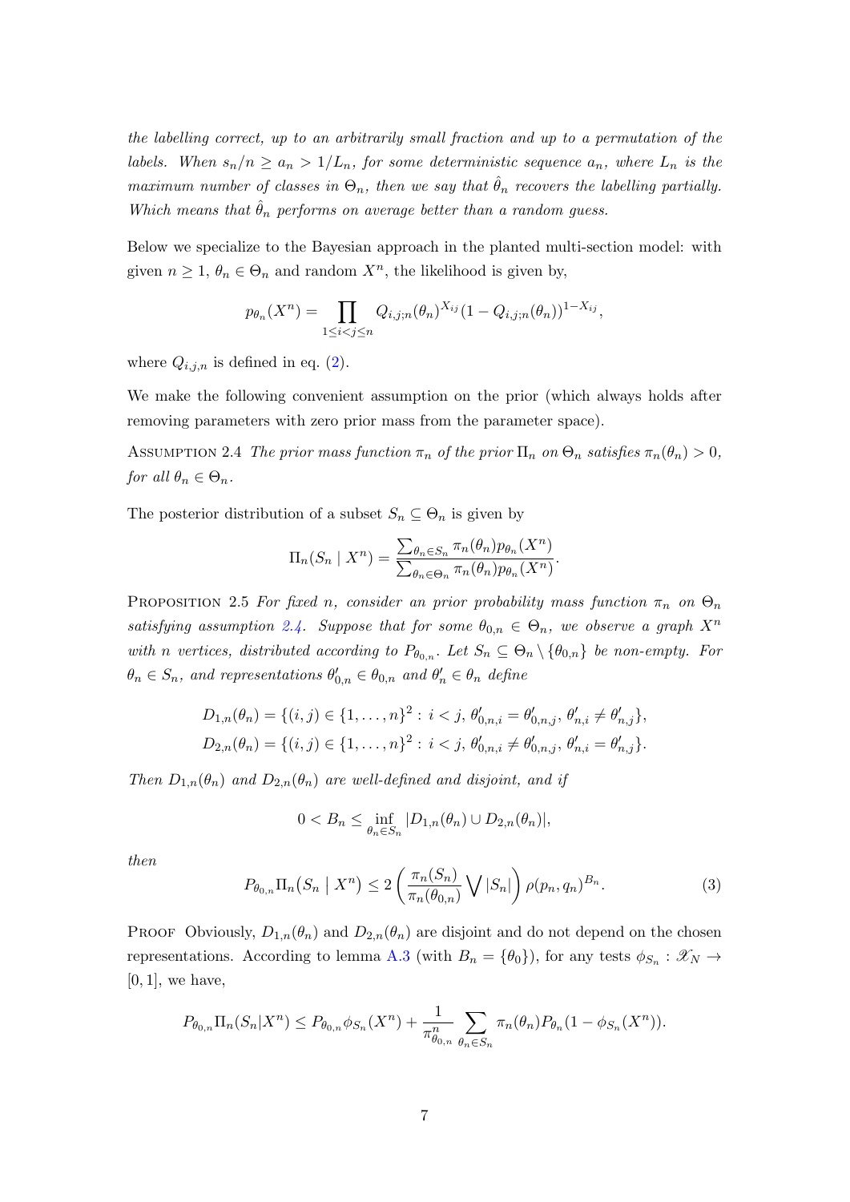*the labelling correct, up to an arbitrarily small fraction and up to a permutation of the labels. When $s_n/n \geq a_n > 1/L_n$, for some deterministic sequence $a_n$, where $L_n$ is the maximum number of classes in $\Theta_n$, then we say that $\hat{\theta}_n$ recovers the labelling partially. Which means that $\hat{\theta}_n$ performs on average better than a random guess.*

Below we specialize to the Bayesian approach in the planted multi-section model: with given $n \geq 1$, $\theta_n \in \Theta_n$ and random $X^n$, the likelihood is given by,

$$p_{\theta_n}(X^n) = \prod_{1 \leq i < j \leq n} Q_{i,j;n}(\theta_n)^{X_{ij}} (1 - Q_{i,j;n}(\theta_n))^{1 - X_{ij}},$$

where $Q_{i,j,n}$ is defined in eq. (2).

We make the following convenient assumption on the prior (which always holds after removing parameters with zero prior mass from the parameter space).

Assumption 2.4 *The prior mass function $\pi_n$ of the prior $\Pi_n$ on $\Theta_n$ satisfies $\pi_n(\theta_n) > 0$, for all $\theta_n \in \Theta_n$.*

The posterior distribution of a subset $S_n \subseteq \Theta_n$ is given by

$$\Pi_n(S_n \mid X^n) = \frac{\sum_{\theta_n \in S_n} \pi_n(\theta_n) p_{\theta_n}(X^n)}{\sum_{\theta_n \in \Theta_n} \pi_n(\theta_n) p_{\theta_n}(X^n)}.$$

Proposition 2.5 *For fixed $n$, consider an prior probability mass function $\pi_n$ on $\Theta_n$ satisfying assumption 2.4. Suppose that for some $\theta_{0,n} \in \Theta_n$, we observe a graph $X^n$ with $n$ vertices, distributed according to $P_{\theta_{0,n}}$. Let $S_n \subseteq \Theta_n \setminus \{\theta_{0,n}\}$ be non-empty. For $\theta_n \in S_n$, and representations $\theta'_{0,n} \in \theta_{0,n}$ and $\theta'_n \in \theta_n$ define*

$$D_{1,n}(\theta_n) = \{(i,j) \in \{1,\ldots,n\}^2 : \, i < j, \, \theta'_{0,n,i} = \theta'_{0,n,j}, \, \theta'_{n,i} \neq \theta'_{n,j}\},$$
$$D_{2,n}(\theta_n) = \{(i,j) \in \{1,\ldots,n\}^2 : \, i < j, \, \theta'_{0,n,i} \neq \theta'_{0,n,j}, \, \theta'_{n,i} = \theta'_{n,j}\}.$$

*Then $D_{1,n}(\theta_n)$ and $D_{2,n}(\theta_n)$ are well-defined and disjoint, and if*

$$0 < B_n \leq \inf_{\theta_n \in S_n} |D_{1,n}(\theta_n) \cup D_{2,n}(\theta_n)|,$$

*then*

$$P_{\theta_{0,n}} \Pi_n\big(S_n \bigm| X^n\big) \leq 2 \left( \frac{\pi_n(S_n)}{\pi_n(\theta_{0,n})} \bigvee |S_n| \right) \rho(p_n, q_n)^{B_n}. \tag{3}$$

Proof Obviously, $D_{1,n}(\theta_n)$ and $D_{2,n}(\theta_n)$ are disjoint and do not depend on the chosen representations. According to lemma A.3 (with $B_n = \{\theta_0\}$), for any tests $\phi_{S_n} : \mathscr{X}_N \to [0,1]$, we have,

$$P_{\theta_{0,n}} \Pi_n(S_n | X^n) \leq P_{\theta_{0,n}} \phi_{S_n}(X^n) + \frac{1}{\pi^n_{\theta_{0,n}}} \sum_{\theta_n \in S_n} \pi_n(\theta_n) P_{\theta_n}(1 - \phi_{S_n}(X^n)).$$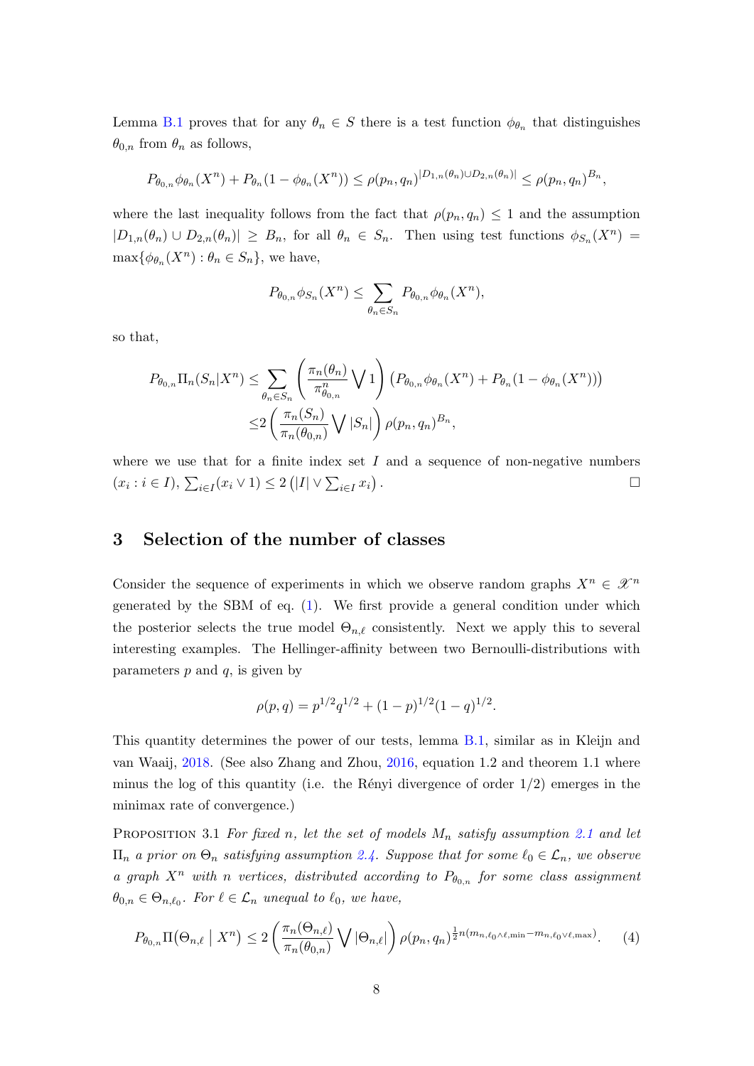Lemma B.1 proves that for any $\theta_n \in S$ there is a test function $\phi_{\theta_n}$ that distinguishes $\theta_{0,n}$ from $\theta_n$ as follows,

$$P_{\theta_{0,n}}\phi_{\theta_n}(X^n) + P_{\theta_n}(1-\phi_{\theta_n}(X^n)) \leq \rho(p_n, q_n)^{|D_{1,n}(\theta_n)\cup D_{2,n}(\theta_n)|} \leq \rho(p_n, q_n)^{B_n},$$

where the last inequality follows from the fact that $\rho(p_n, q_n) \leq 1$ and the assumption $|D_{1,n}(\theta_n) \cup D_{2,n}(\theta_n)| \geq B_n$, for all $\theta_n \in S_n$. Then using test functions $\phi_{S_n}(X^n) = \max\{\phi_{\theta_n}(X^n) : \theta_n \in S_n\}$, we have,

$$P_{\theta_{0,n}}\phi_{S_n}(X^n) \leq \sum_{\theta_n \in S_n} P_{\theta_{0,n}}\phi_{\theta_n}(X^n),$$

so that,

$$\begin{aligned}
P_{\theta_{0,n}}\Pi_n(S_n|X^n) \leq& \sum_{\theta_n\in S_n}\left(\frac{\pi_n(\theta_n)}{\pi^n_{\theta_{0,n}}}\bigvee 1\right)\left(P_{\theta_{0,n}}\phi_{\theta_n}(X^n) + P_{\theta_n}(1-\phi_{\theta_n}(X^n))\right)\\
\leq& 2\left(\frac{\pi_n(S_n)}{\pi_n(\theta_{0,n})}\bigvee |S_n|\right)\rho(p_n, q_n)^{B_n},
\end{aligned}$$

where we use that for a finite index set $I$ and a sequence of non-negative numbers $(x_i : i \in I)$, $\sum_{i\in I}(x_i \vee 1) \leq 2\left(|I| \vee \sum_{i\in I} x_i\right)$. □

## 3 Selection of the number of classes

Consider the sequence of experiments in which we observe random graphs $X^n \in \mathscr{X}^n$ generated by the SBM of eq. (1). We first provide a general condition under which the posterior selects the true model $\Theta_{n,\ell}$ consistently. Next we apply this to several interesting examples. The Hellinger-affinity between two Bernoulli-distributions with parameters $p$ and $q$, is given by

$$\rho(p, q) = p^{1/2}q^{1/2} + (1-p)^{1/2}(1-q)^{1/2}.$$

This quantity determines the power of our tests, lemma B.1, similar as in Kleijn and van Waaij, 2018. (See also Zhang and Zhou, 2016, equation 1.2 and theorem 1.1 where minus the log of this quantity (i.e. the Rényi divergence of order 1/2) emerges in the minimax rate of convergence.)

Proposition 3.1 *For fixed $n$, let the set of models $M_n$ satisfy assumption 2.1 and let $\Pi_n$ a prior on $\Theta_n$ satisfying assumption 2.4. Suppose that for some $\ell_0 \in \mathcal{L}_n$, we observe a graph $X^n$ with $n$ vertices, distributed according to $P_{\theta_{0,n}}$ for some class assignment $\theta_{0,n} \in \Theta_{n,\ell_0}$. For $\ell \in \mathcal{L}_n$ unequal to $\ell_0$, we have,*

$$P_{\theta_{0,n}}\Pi\big(\Theta_{n,\ell} \bigm| X^n\big) \leq 2\left(\frac{\pi_n(\Theta_{n,\ell})}{\pi_n(\theta_{0,n})}\bigvee |\Theta_{n,\ell}|\right)\rho(p_n, q_n)^{\frac{1}{2}n(m_{n,\ell_0\wedge\ell,\min} - m_{n,\ell_0\vee\ell,\max})}. \quad (4)$$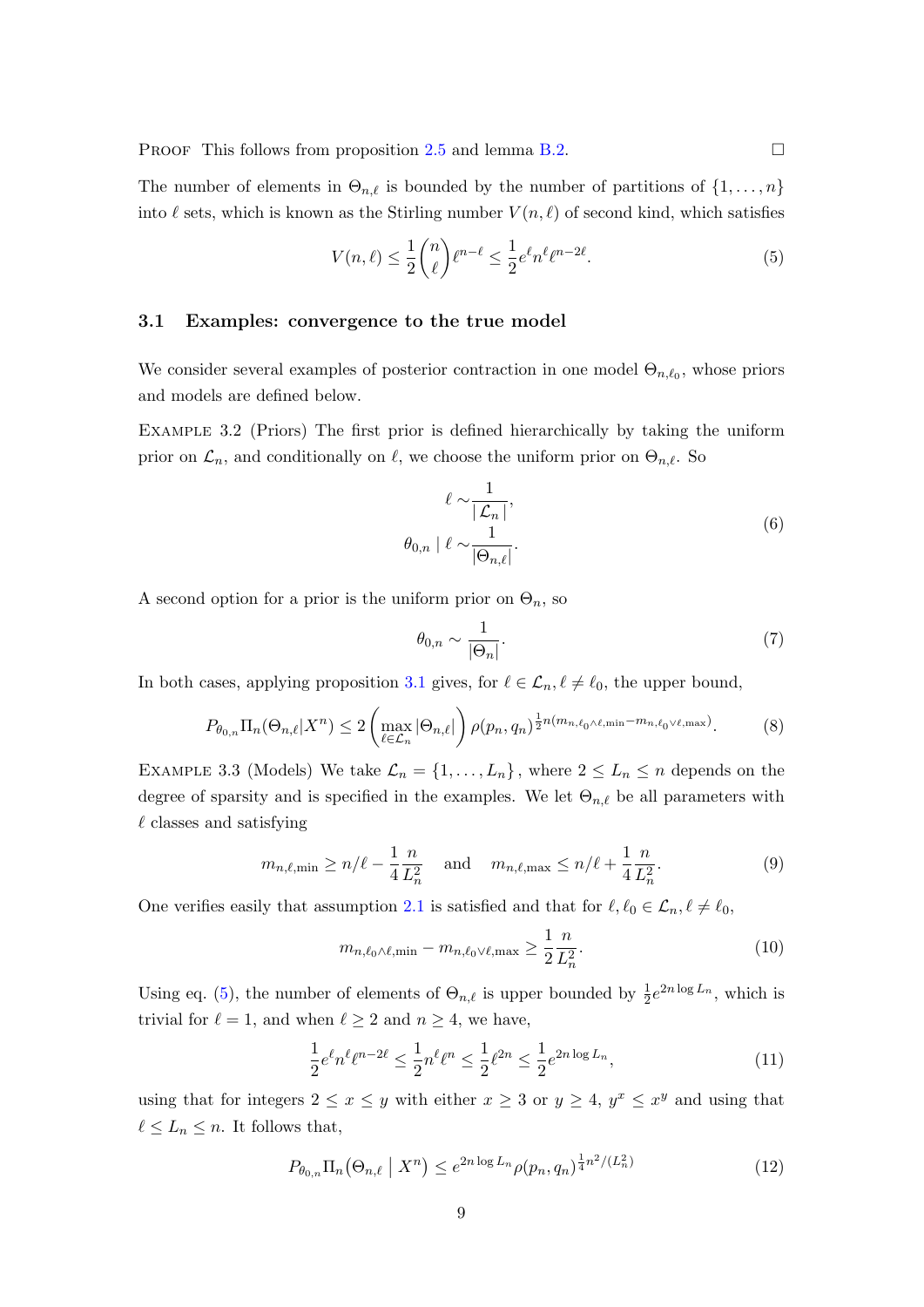PROOF This follows from proposition 2.5 and lemma B.2. □

The number of elements in $\Theta_{n,\ell}$ is bounded by the number of partitions of $\{1,\dots,n\}$ into $\ell$ sets, which is known as the Stirling number $V(n,\ell)$ of second kind, which satisfies

$$V(n,\ell) \leq \frac{1}{2}\binom{n}{\ell}\ell^{n-\ell} \leq \frac{1}{2}e^{\ell}n^{\ell}\ell^{n-2\ell}. \tag{5}$$

### 3.1 Examples: convergence to the true model

We consider several examples of posterior contraction in one model $\Theta_{n,\ell_0}$, whose priors and models are defined below.

EXAMPLE 3.2 (Priors) The first prior is defined hierarchically by taking the uniform prior on $\mathcal{L}_n$, and conditionally on $\ell$, we choose the uniform prior on $\Theta_{n,\ell}$. So

$$\begin{aligned}\ell \sim& \frac{1}{|\,\mathcal{L}_n\,|},\\ \theta_{0,n}\mid \ell \sim& \frac{1}{|\Theta_{n,\ell}|}.\end{aligned} \tag{6}$$

A second option for a prior is the uniform prior on $\Theta_n$, so

$$\theta_{0,n} \sim \frac{1}{|\Theta_n|}. \tag{7}$$

In both cases, applying proposition 3.1 gives, for $\ell \in \mathcal{L}_n, \ell \neq \ell_0$, the upper bound,

$$P_{\theta_{0,n}}\Pi_n(\Theta_{n,\ell}|X^n) \leq 2\left(\max_{\ell\in\mathcal{L}_n}|\Theta_{n,\ell}|\right)\rho(p_n,q_n)^{\frac{1}{2}n(m_{n,\ell_0\wedge\ell,\min}-m_{n,\ell_0\vee\ell,\max})}. \tag{8}$$

EXAMPLE 3.3 (Models) We take $\mathcal{L}_n = \{1,\dots,L_n\}$, where $2 \leq L_n \leq n$ depends on the degree of sparsity and is specified in the examples. We let $\Theta_{n,\ell}$ be all parameters with $\ell$ classes and satisfying

$$m_{n,\ell,\min} \geq n/\ell - \frac{1}{4}\frac{n}{L_n^2} \quad \text{and} \quad m_{n,\ell,\max} \leq n/\ell + \frac{1}{4}\frac{n}{L_n^2}. \tag{9}$$

One verifies easily that assumption 2.1 is satisfied and that for $\ell,\ell_0 \in \mathcal{L}_n, \ell \neq \ell_0$,

$$m_{n,\ell_0\wedge\ell,\min} - m_{n,\ell_0\vee\ell,\max} \geq \frac{1}{2}\frac{n}{L_n^2}. \tag{10}$$

Using eq. (5), the number of elements of $\Theta_{n,\ell}$ is upper bounded by $\frac{1}{2}e^{2n\log L_n}$, which is trivial for $\ell = 1$, and when $\ell \geq 2$ and $n \geq 4$, we have,

$$\frac{1}{2}e^{\ell}n^{\ell}\ell^{n-2\ell} \leq \frac{1}{2}n^{\ell}\ell^{n} \leq \frac{1}{2}\ell^{2n} \leq \frac{1}{2}e^{2n\log L_n}, \tag{11}$$

using that for integers $2 \leq x \leq y$ with either $x \geq 3$ or $y \geq 4$, $y^x \leq x^y$ and using that $\ell \leq L_n \leq n$. It follows that,

$$P_{\theta_{0,n}}\Pi_n\big(\Theta_{n,\ell}\;\big|\;X^n\big) \leq e^{2n\log L_n}\rho(p_n,q_n)^{\frac{1}{4}n^2/(L_n^2)} \tag{12}$$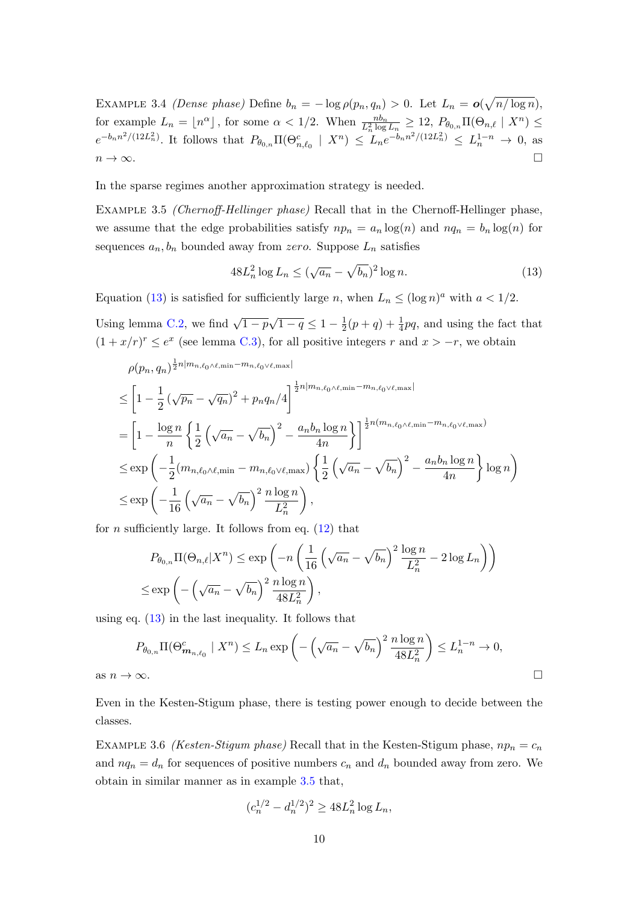Example 3.4 *(Dense phase)* Define $b_n = -\log \rho(p_n, q_n) > 0$. Let $L_n = \boldsymbol{o}(\sqrt{n/\log n})$, for example $L_n = \lfloor n^\alpha \rfloor$, for some $\alpha < 1/2$. When $\frac{nb_n}{L_n^2 \log L_n} \geq 12$, $P_{\theta_{0,n}} \Pi(\Theta_{n,\ell} \mid X^n) \leq e^{-b_n n^2/(12L_n^2)}$. It follows that $P_{\theta_{0,n}} \Pi(\Theta_{n,\ell_0}^c \mid X^n) \leq L_n e^{-b_n n^2/(12L_n^2)} \leq L_n^{1-n} \to 0$, as $n \to \infty$. □

In the sparse regimes another approximation strategy is needed.

Example 3.5 *(Chernoff-Hellinger phase)* Recall that in the Chernoff-Hellinger phase, we assume that the edge probabilities satisfy $np_n = a_n \log(n)$ and $nq_n = b_n \log(n)$ for sequences $a_n, b_n$ bounded away from *zero*. Suppose $L_n$ satisfies

$$48L_n^2 \log L_n \leq (\sqrt{a_n} - \sqrt{b_n})^2 \log n. \tag{13}$$

Equation (13) is satisfied for sufficiently large $n$, when $L_n \leq (\log n)^a$ with $a < 1/2$.

Using lemma C.2, we find $\sqrt{1-p}\sqrt{1-q} \leq 1 - \frac{1}{2}(p+q) + \frac{1}{4}pq$, and using the fact that $(1 + x/r)^r \leq e^x$ (see lemma C.3), for all positive integers $r$ and $x > -r$, we obtain

$$\begin{aligned}
&\rho(p_n, q_n)^{\frac{1}{2}n|m_{n,\ell_0\wedge\ell,\min} - m_{n,\ell_0\vee\ell,\max}|} \\
&\leq \left[1 - \frac{1}{2}\left(\sqrt{p_n} - \sqrt{q_n}\right)^2 + p_n q_n/4\right]^{\frac{1}{2}n|m_{n,\ell_0\wedge\ell,\min} - m_{n,\ell_0\vee\ell,\max}|} \\
&= \left[1 - \frac{\log n}{n}\left\{\frac{1}{2}\left(\sqrt{a_n} - \sqrt{b_n}\right)^2 - \frac{a_n b_n \log n}{4n}\right\}\right]^{\frac{1}{2}n(m_{n,\ell_0\wedge\ell,\min} - m_{n,\ell_0\vee\ell,\max})} \\
&\leq \exp\left(-\frac{1}{2}(m_{n,\ell_0\wedge\ell,\min} - m_{n,\ell_0\vee\ell,\max})\left\{\frac{1}{2}\left(\sqrt{a_n} - \sqrt{b_n}\right)^2 - \frac{a_n b_n \log n}{4n}\right\}\log n\right) \\
&\leq \exp\left(-\frac{1}{16}\left(\sqrt{a_n} - \sqrt{b_n}\right)^2 \frac{n \log n}{L_n^2}\right),
\end{aligned}$$

for $n$ sufficiently large. It follows from eq. (12) that

$$\begin{aligned}
&P_{\theta_{0,n}} \Pi(\Theta_{n,\ell} | X^n) \leq \exp\left(-n\left(\frac{1}{16}\left(\sqrt{a_n} - \sqrt{b_n}\right)^2 \frac{\log n}{L_n^2} - 2\log L_n\right)\right) \\
&\leq \exp\left(-\left(\sqrt{a_n} - \sqrt{b_n}\right)^2 \frac{n \log n}{48L_n^2}\right),
\end{aligned}$$

using eq. (13) in the last inequality. It follows that

$$P_{\theta_{0,n}} \Pi(\Theta_{\boldsymbol{m}_{n,\ell_0}}^c \mid X^n) \leq L_n \exp\left(-\left(\sqrt{a_n} - \sqrt{b_n}\right)^2 \frac{n \log n}{48L_n^2}\right) \leq L_n^{1-n} \to 0,$$

as $n \to \infty$. □

Even in the Kesten-Stigum phase, there is testing power enough to decide between the classes.

Example 3.6 *(Kesten-Stigum phase)* Recall that in the Kesten-Stigum phase, $np_n = c_n$ and $nq_n = d_n$ for sequences of positive numbers $c_n$ and $d_n$ bounded away from zero. We obtain in similar manner as in example 3.5 that,

$$(c_n^{1/2} - d_n^{1/2})^2 \geq 48L_n^2 \log L_n,$$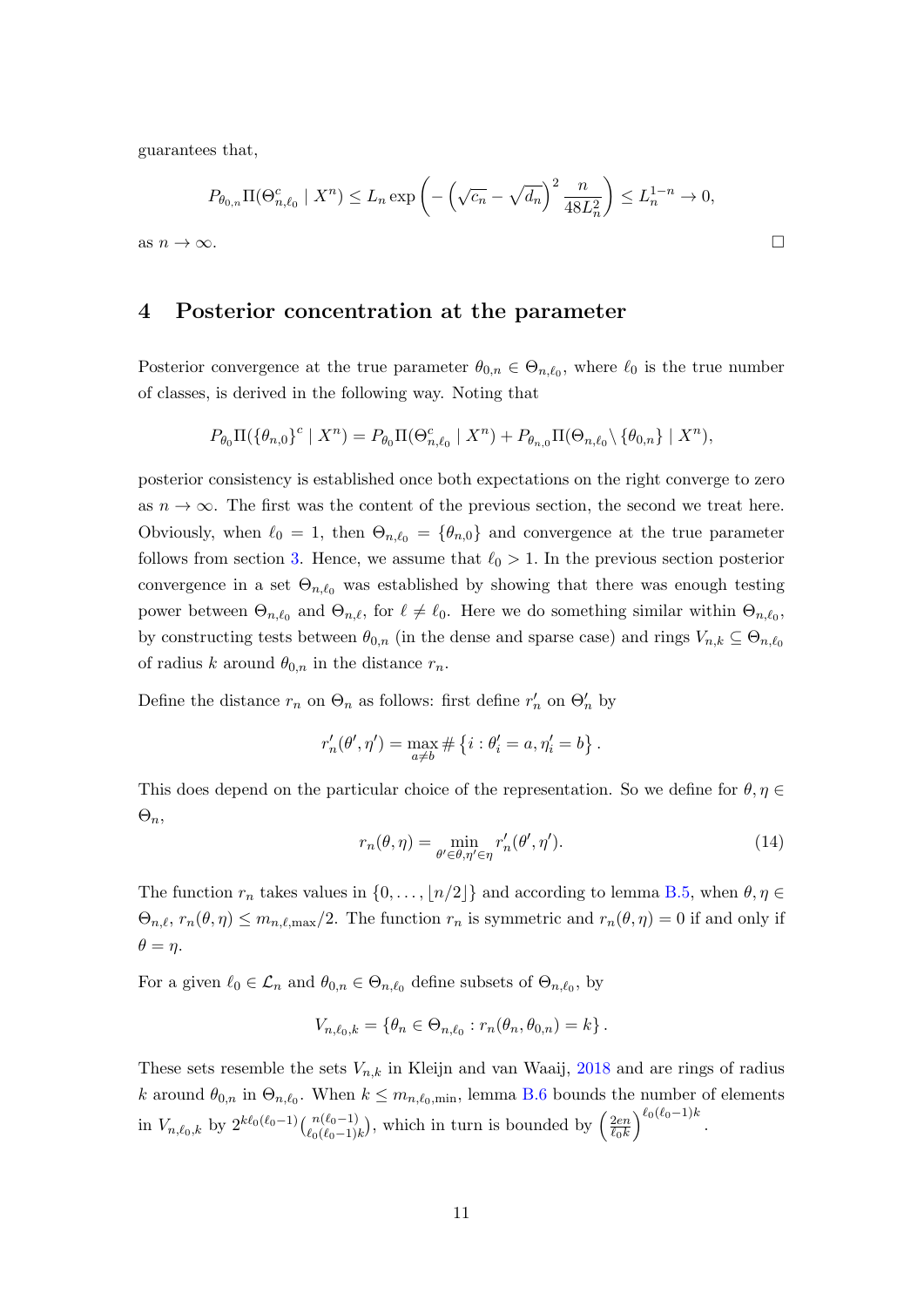guarantees that,

$$P_{\theta_{0,n}}\Pi(\Theta_{n,\ell_0}^c \mid X^n) \le L_n \exp\left(-\left(\sqrt{c_n}-\sqrt{d_n}\right)^2 \frac{n}{48L_n^2}\right) \le L_n^{1-n} \to 0,$$

as $n \to \infty$. □

## 4 Posterior concentration at the parameter

Posterior convergence at the true parameter $\theta_{0,n} \in \Theta_{n,\ell_0}$, where $\ell_0$ is the true number of classes, is derived in the following way. Noting that

$$P_{\theta_0}\Pi(\{\theta_{n,0}\}^c \mid X^n) = P_{\theta_0}\Pi(\Theta_{n,\ell_0}^c \mid X^n) + P_{\theta_{n,0}}\Pi(\Theta_{n,\ell_0}\setminus\{\theta_{0,n}\} \mid X^n),$$

posterior consistency is established once both expectations on the right converge to zero as $n \to \infty$. The first was the content of the previous section, the second we treat here. Obviously, when $\ell_0 = 1$, then $\Theta_{n,\ell_0} = \{\theta_{n,0}\}$ and convergence at the true parameter follows from section 3. Hence, we assume that $\ell_0 > 1$. In the previous section posterior convergence in a set $\Theta_{n,\ell_0}$ was established by showing that there was enough testing power between $\Theta_{n,\ell_0}$ and $\Theta_{n,\ell}$, for $\ell \neq \ell_0$. Here we do something similar within $\Theta_{n,\ell_0}$, by constructing tests between $\theta_{0,n}$ (in the dense and sparse case) and rings $V_{n,k} \subseteq \Theta_{n,\ell_0}$ of radius $k$ around $\theta_{0,n}$ in the distance $r_n$.

Define the distance $r_n$ on $\Theta_n$ as follows: first define $r_n'$ on $\Theta_n'$ by

$$r_n'(\theta', \eta') = \max_{a \neq b} \#\left\{i : \theta_i' = a, \eta_i' = b\right\}.$$

This does depend on the particular choice of the representation. So we define for $\theta, \eta \in \Theta_n$,

$$r_n(\theta, \eta) = \min_{\theta' \in \theta, \eta' \in \eta} r_n'(\theta', \eta'). \tag{14}$$

The function $r_n$ takes values in $\{0, \ldots, \lfloor n/2 \rfloor\}$ and according to lemma B.5, when $\theta, \eta \in \Theta_{n,\ell}$, $r_n(\theta, \eta) \le m_{n,\ell,\max}/2$. The function $r_n$ is symmetric and $r_n(\theta, \eta) = 0$ if and only if $\theta = \eta$.

For a given $\ell_0 \in \mathcal{L}_n$ and $\theta_{0,n} \in \Theta_{n,\ell_0}$ define subsets of $\Theta_{n,\ell_0}$, by

$$V_{n,\ell_0,k} = \{\theta_n \in \Theta_{n,\ell_0} : r_n(\theta_n, \theta_{0,n}) = k\}.$$

These sets resemble the sets $V_{n,k}$ in Kleijn and van Waaij, 2018 and are rings of radius $k$ around $\theta_{0,n}$ in $\Theta_{n,\ell_0}$. When $k \le m_{n,\ell_0,\min}$, lemma B.6 bounds the number of elements in $V_{n,\ell_0,k}$ by $2^{k\ell_0(\ell_0-1)}\binom{n(\ell_0-1)}{\ell_0(\ell_0-1)k}$, which in turn is bounded by $\left(\frac{2en}{\ell_0 k}\right)^{\ell_0(\ell_0-1)k}$.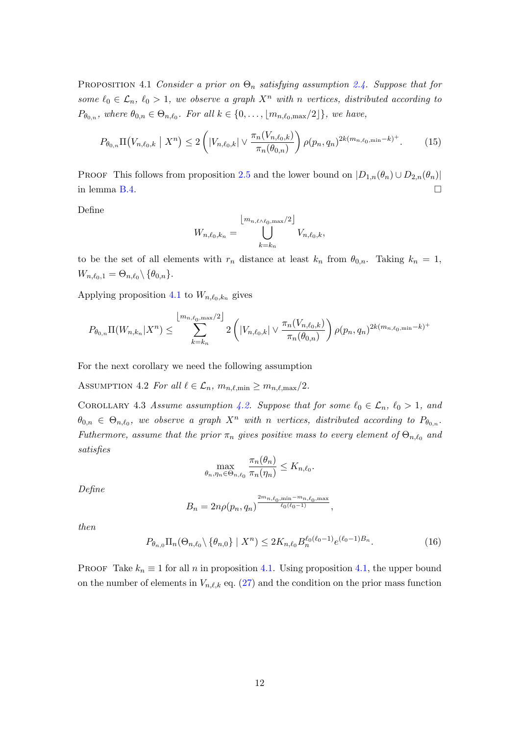Proposition 4.1 *Consider a prior on $\Theta_n$ satisfying assumption 2.4. Suppose that for some $\ell_0 \in \mathcal{L}_n$, $\ell_0 > 1$, we observe a graph $X^n$ with $n$ vertices, distributed according to $P_{\theta_{0,n}}$, where $\theta_{0,n} \in \Theta_{n,\ell_0}$. For all $k \in \{0, \ldots, \lfloor m_{n,\ell_0,\max}/2 \rfloor\}$, we have,*

$$P_{\theta_{0,n}} \Pi\big(V_{n,\ell_0,k} \mid X^n\big) \leq 2 \left( |V_{n,\ell_0,k}| \vee \frac{\pi_n(V_{n,\ell_0,k})}{\pi_n(\theta_{0,n})} \right) \rho(p_n, q_n)^{2k(m_{n,\ell_0,\min} - k)^+}. \tag{15}$$

Proof This follows from proposition 2.5 and the lower bound on $|D_{1,n}(\theta_n) \cup D_{2,n}(\theta_n)|$ in lemma B.4. $\square$

Define

$$W_{n,\ell_0,k_n} = \bigcup_{k=k_n}^{\lfloor m_{n,\ell\wedge\ell_0,\max}/2 \rfloor} V_{n,\ell_0,k},$$

to be the set of all elements with $r_n$ distance at least $k_n$ from $\theta_{0,n}$. Taking $k_n = 1$, $W_{n,\ell_0,1} = \Theta_{n,\ell_0} \setminus \{\theta_{0,n}\}$.

Applying proposition 4.1 to $W_{n,\ell_0,k_n}$ gives

$$P_{\theta_{0,n}} \Pi(W_{n,k_n} | X^n) \leq \sum_{k=k_n}^{\lfloor m_{n,\ell_0,\max}/2 \rfloor} 2 \left( |V_{n,\ell_0,k}| \vee \frac{\pi_n(V_{n,\ell_0,k})}{\pi_n(\theta_{0,n})} \right) \rho(p_n, q_n)^{2k(m_{n,\ell_0,\min} - k)^+}$$

For the next corollary we need the following assumption

Assumption 4.2 *For all $\ell \in \mathcal{L}_n$, $m_{n,\ell,\min} \geq m_{n,\ell,\max}/2$.*

Corollary 4.3 *Assume assumption 4.2. Suppose that for some $\ell_0 \in \mathcal{L}_n$, $\ell_0 > 1$, and $\theta_{0,n} \in \Theta_{n,\ell_0}$, we observe a graph $X^n$ with $n$ vertices, distributed according to $P_{\theta_{0,n}}$. Futhermore, assume that the prior $\pi_n$ gives positive mass to every element of $\Theta_{n,\ell_0}$ and satisfies*

$$\max_{\theta_n, \eta_n \in \Theta_{n,\ell_0}} \frac{\pi_n(\theta_n)}{\pi_n(\eta_n)} \leq K_{n,\ell_0}.$$

*Define*

$$B_n = 2n\rho(p_n, q_n)^{\frac{2m_{n,\ell_0,\min} - m_{n,\ell_0,\max}}{\ell_0(\ell_0 - 1)}},$$

*then*

$$P_{\theta_{n,0}} \Pi_n(\Theta_{n,\ell_0} \setminus \{\theta_{n,0}\} \mid X^n) \leq 2K_{n,\ell_0} B_n^{\ell_0(\ell_0-1)} e^{(\ell_0-1)B_n}. \tag{16}$$

Proof Take $k_n \equiv 1$ for all $n$ in proposition 4.1. Using proposition 4.1, the upper bound on the number of elements in $V_{n,\ell,k}$ eq. (27) and the condition on the prior mass function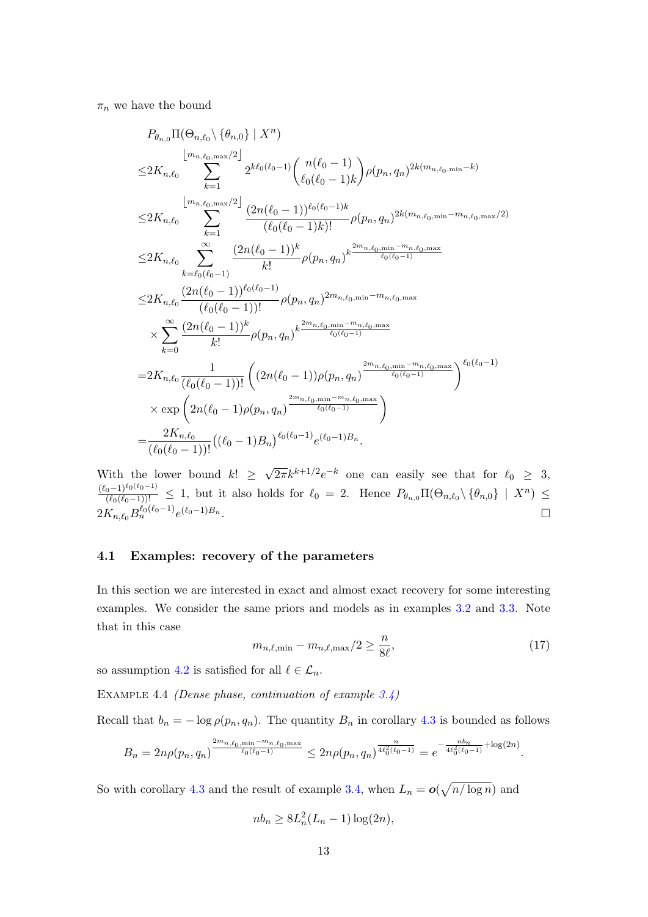$\pi_n$ we have the bound

$$
\begin{aligned}
&P_{\theta_{n,0}}\Pi(\Theta_{n,\ell_0}\setminus\{\theta_{n,0}\}\mid X^n)\\
\leq& 2K_{n,\ell_0}\sum_{k=1}^{\lfloor m_{n,\ell_0,\max}/2\rfloor} 2^{k\ell_0(\ell_0-1)}\binom{n(\ell_0-1)}{\ell_0(\ell_0-1)k}\rho(p_n,q_n)^{2k(m_{n,\ell_0,\min}-k)}\\
\leq& 2K_{n,\ell_0}\sum_{k=1}^{\lfloor m_{n,\ell_0,\max}/2\rfloor}\frac{(2n(\ell_0-1))^{\ell_0(\ell_0-1)k}}{(\ell_0(\ell_0-1)k)!}\rho(p_n,q_n)^{2k(m_{n,\ell_0,\min}-m_{n,\ell_0,\max}/2)}\\
\leq& 2K_{n,\ell_0}\sum_{k=\ell_0(\ell_0-1)}^{\infty}\frac{(2n(\ell_0-1))^{k}}{k!}\rho(p_n,q_n)^{k\frac{2m_{n,\ell_0,\min}-m_{n,\ell_0,\max}}{\ell_0(\ell_0-1)}}\\
\leq& 2K_{n,\ell_0}\frac{(2n(\ell_0-1))^{\ell_0(\ell_0-1)}}{(\ell_0(\ell_0-1))!}\rho(p_n,q_n)^{2m_{n,\ell_0,\min}-m_{n,\ell_0,\max}}\\
&\times\sum_{k=0}^{\infty}\frac{(2n(\ell_0-1))^{k}}{k!}\rho(p_n,q_n)^{k\frac{2m_{n,\ell_0,\min}-m_{n,\ell_0,\max}}{\ell_0(\ell_0-1)}}\\
=& 2K_{n,\ell_0}\frac{1}{(\ell_0(\ell_0-1))!}\left((2n(\ell_0-1))\rho(p_n,q_n)^{\frac{2m_{n,\ell_0,\min}-m_{n,\ell_0,\max}}{\ell_0(\ell_0-1)}}\right)^{\ell_0(\ell_0-1)}\\
&\times\exp\left(2n(\ell_0-1)\rho(p_n,q_n)^{\frac{2m_{n,\ell_0,\min}-m_{n,\ell_0,\max}}{\ell_0(\ell_0-1)}}\right)\\
=&\frac{2K_{n,\ell_0}}{(\ell_0(\ell_0-1))!}\big((\ell_0-1)B_n\big)^{\ell_0(\ell_0-1)}e^{(\ell_0-1)B_n}.
\end{aligned}
$$

With the lower bound $k!\geq\sqrt{2\pi}k^{k+1/2}e^{-k}$ one can easily see that for $\ell_0\geq 3$, $\frac{(\ell_0-1)^{\ell_0(\ell_0-1)}}{(\ell_0(\ell_0-1))!}\leq 1$, but it also holds for $\ell_0=2$. Hence $P_{\theta_{n,0}}\Pi(\Theta_{n,\ell_0}\setminus\{\theta_{n,0}\}\mid X^n)\leq 2K_{n,\ell_0}B_n^{\ell_0(\ell_0-1)}e^{(\ell_0-1)B_n}$. □

### 4.1 Examples: recovery of the parameters

In this section we are interested in exact and almost exact recovery for some interesting examples. We consider the same priors and models as in examples 3.2 and 3.3. Note that in this case

$$
m_{n,\ell,\min}-m_{n,\ell,\max}/2\geq\frac{n}{8\ell},\tag{17}
$$

so assumption 4.2 is satisfied for all $\ell\in\mathcal{L}_n$.

Example 4.4 *(Dense phase, continuation of example 3.4)*

Recall that $b_n=-\log\rho(p_n,q_n)$. The quantity $B_n$ in corollary 4.3 is bounded as follows

$$
B_n=2n\rho(p_n,q_n)^{\frac{2m_{n,\ell_0,\min}-m_{n,\ell_0,\max}}{\ell_0(\ell_0-1)}}\leq 2n\rho(p_n,q_n)^{\frac{n}{4\ell_0^2(\ell_0-1)}}=e^{-\frac{nb_n}{4\ell_0^2(\ell_0-1)}+\log(2n)}.
$$

So with corollary 4.3 and the result of example 3.4, when $L_n=\boldsymbol{o}(\sqrt{n/\log n})$ and

$$
nb_n\geq 8L_n^2(L_n-1)\log(2n),
$$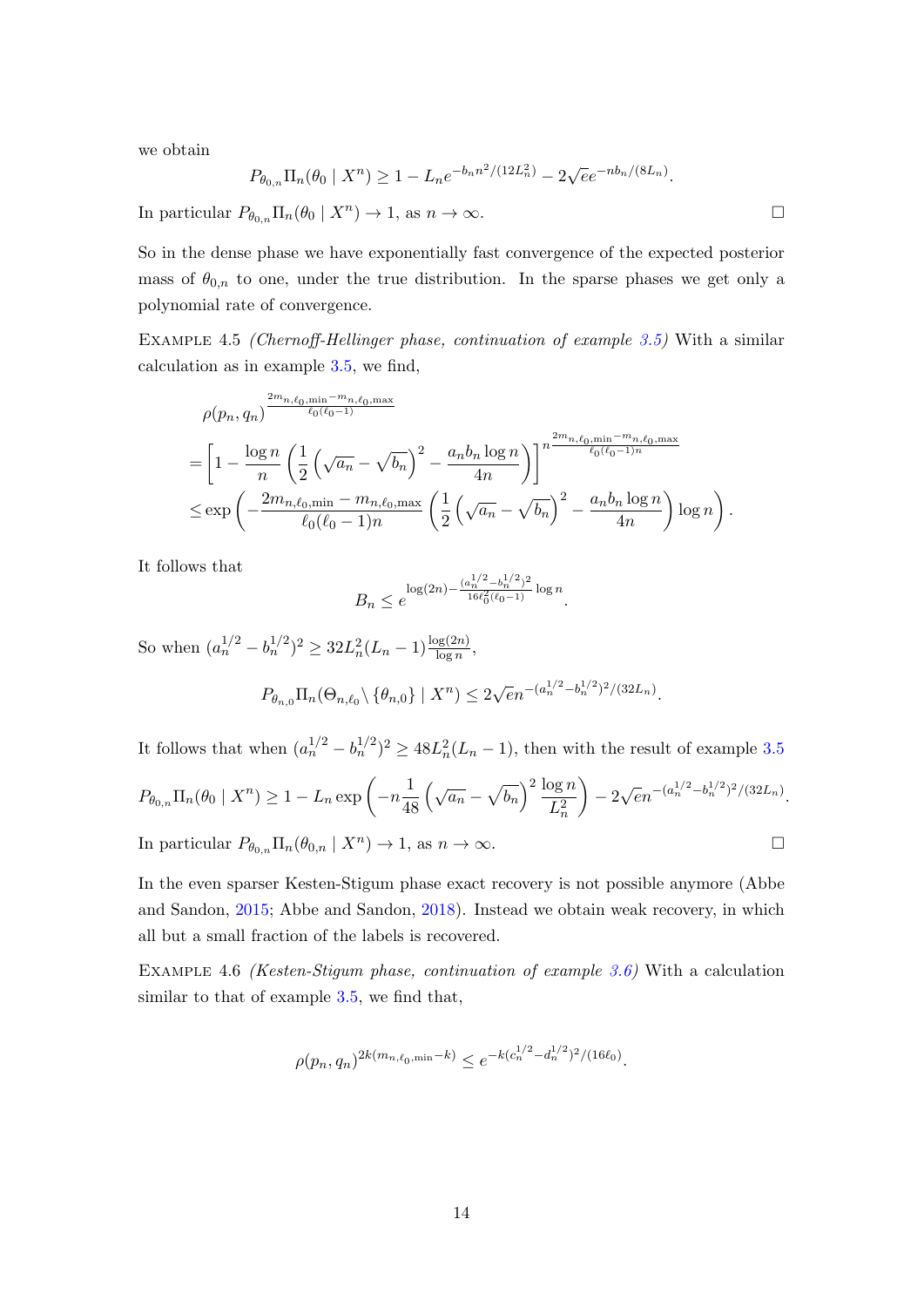we obtain

$$P_{\theta_{0,n}} \Pi_n(\theta_0 \mid X^n) \geq 1 - L_n e^{-b_n n^2/(12L_n^2)} - 2\sqrt{e} e^{-nb_n/(8L_n)}.$$

In particular $P_{\theta_{0,n}} \Pi_n(\theta_0 \mid X^n) \to 1$, as $n \to \infty$. $\square$

So in the dense phase we have exponentially fast convergence of the expected posterior mass of $\theta_{0,n}$ to one, under the true distribution. In the sparse phases we get only a polynomial rate of convergence.

Example 4.5 *(Chernoff-Hellinger phase, continuation of example 3.5)* With a similar calculation as in example 3.5, we find,

$$\begin{aligned}
&\rho(p_n, q_n)^{\frac{2m_{n,\ell_0,\min} - m_{n,\ell_0,\max}}{\ell_0(\ell_0-1)}} \\
&= \left[1 - \frac{\log n}{n}\left(\frac{1}{2}\left(\sqrt{a_n} - \sqrt{b_n}\right)^2 - \frac{a_n b_n \log n}{4n}\right)\right]^{n\frac{2m_{n,\ell_0,\min} - m_{n,\ell_0,\max}}{\ell_0(\ell_0-1)n}} \\
&\leq \exp\left(-\frac{2m_{n,\ell_0,\min} - m_{n,\ell_0,\max}}{\ell_0(\ell_0-1)n}\left(\frac{1}{2}\left(\sqrt{a_n} - \sqrt{b_n}\right)^2 - \frac{a_n b_n \log n}{4n}\right)\log n\right).
\end{aligned}$$

It follows that

$$B_n \leq e^{\log(2n) - \frac{(a_n^{1/2} - b_n^{1/2})^2}{16\ell_0^2(\ell_0-1)}\log n}.$$

So when $(a_n^{1/2} - b_n^{1/2})^2 \geq 32L_n^2(L_n - 1)\frac{\log(2n)}{\log n}$,

$$P_{\theta_{n,0}} \Pi_n(\Theta_{n,\ell_0} \setminus \{\theta_{n,0}\} \mid X^n) \leq 2\sqrt{e} n^{-(a_n^{1/2} - b_n^{1/2})^2/(32L_n)}.$$

It follows that when $(a_n^{1/2} - b_n^{1/2})^2 \geq 48L_n^2(L_n - 1)$, then with the result of example 3.5

$$P_{\theta_{0,n}} \Pi_n(\theta_0 \mid X^n) \geq 1 - L_n \exp\left(-n\frac{1}{48}\left(\sqrt{a_n} - \sqrt{b_n}\right)^2 \frac{\log n}{L_n^2}\right) - 2\sqrt{e} n^{-(a_n^{1/2} - b_n^{1/2})^2/(32L_n)}.$$

In particular $P_{\theta_{0,n}} \Pi_n(\theta_{0,n} \mid X^n) \to 1$, as $n \to \infty$. $\square$

In the even sparser Kesten-Stigum phase exact recovery is not possible anymore (Abbe and Sandon, 2015; Abbe and Sandon, 2018). Instead we obtain weak recovery, in which all but a small fraction of the labels is recovered.

Example 4.6 *(Kesten-Stigum phase, continuation of example 3.6)* With a calculation similar to that of example 3.5, we find that,

$$\rho(p_n, q_n)^{2k(m_{n,\ell_0,\min} - k)} \leq e^{-k(c_n^{1/2} - d_n^{1/2})^2/(16\ell_0)}.$$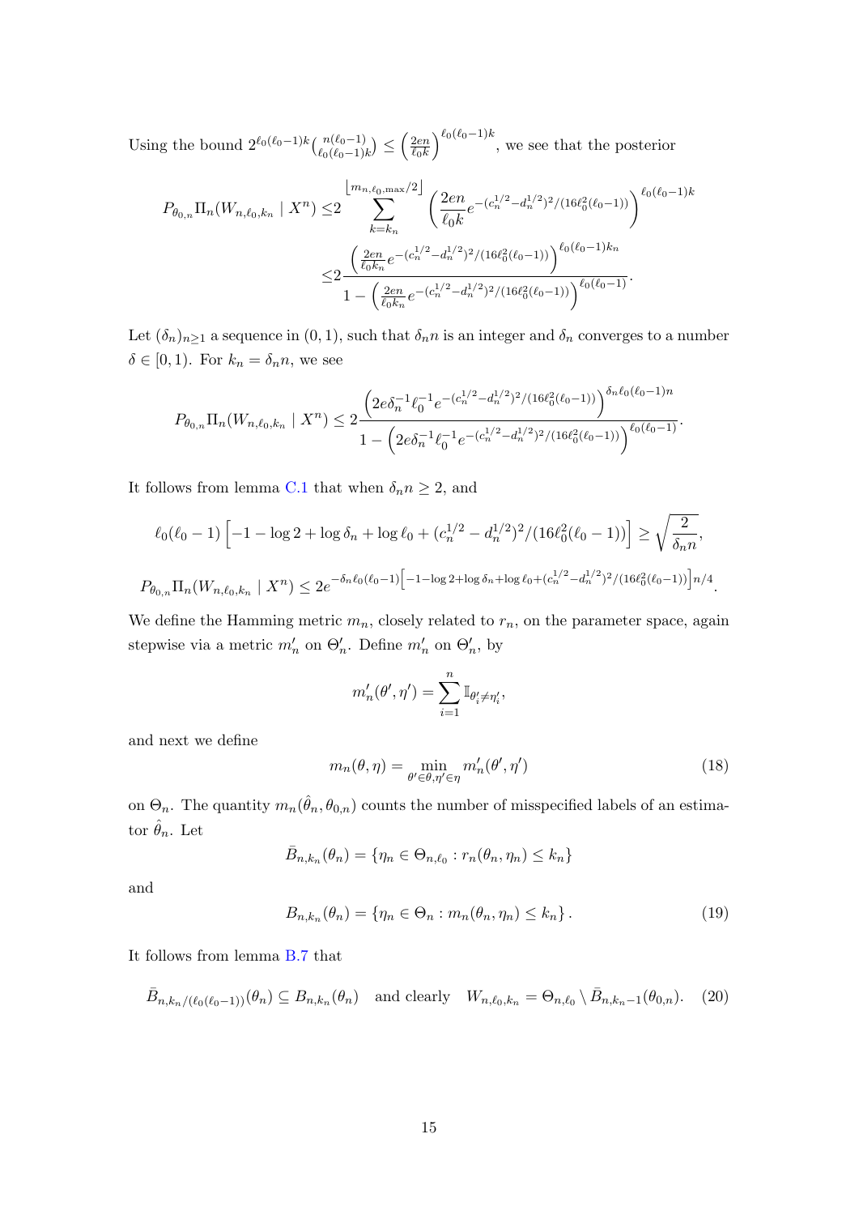Using the bound $2^{\ell_0(\ell_0-1)k}\binom{n(\ell_0-1)}{\ell_0(\ell_0-1)k} \leq \left(\frac{2en}{\ell_0 k}\right)^{\ell_0(\ell_0-1)k}$, we see that the posterior

$$
\begin{aligned}
P_{\theta_{0,n}}\Pi_n(W_{n,\ell_0,k_n} \mid X^n) \leq & 2\sum_{k=k_n}^{\lfloor m_{n,\ell_0,\max}/2 \rfloor} \left(\frac{2en}{\ell_0 k} e^{-(c_n^{1/2}-d_n^{1/2})^2/(16\ell_0^2(\ell_0-1))}\right)^{\ell_0(\ell_0-1)k} \\
\leq & 2\frac{\left(\frac{2en}{\ell_0 k_n} e^{-(c_n^{1/2}-d_n^{1/2})^2/(16\ell_0^2(\ell_0-1))}\right)^{\ell_0(\ell_0-1)k_n}}{1-\left(\frac{2en}{\ell_0 k_n} e^{-(c_n^{1/2}-d_n^{1/2})^2/(16\ell_0^2(\ell_0-1))}\right)^{\ell_0(\ell_0-1)}}.
\end{aligned}
$$

Let $(\delta_n)_{n\geq 1}$ a sequence in $(0,1)$, such that $\delta_n n$ is an integer and $\delta_n$ converges to a number $\delta \in [0,1)$. For $k_n = \delta_n n$, we see

$$
P_{\theta_{0,n}}\Pi_n(W_{n,\ell_0,k_n} \mid X^n) \leq 2\frac{\left(2e\delta_n^{-1}\ell_0^{-1} e^{-(c_n^{1/2}-d_n^{1/2})^2/(16\ell_0^2(\ell_0-1))}\right)^{\delta_n\ell_0(\ell_0-1)n}}{1-\left(2e\delta_n^{-1}\ell_0^{-1} e^{-(c_n^{1/2}-d_n^{1/2})^2/(16\ell_0^2(\ell_0-1))}\right)^{\ell_0(\ell_0-1)}}.
$$

It follows from lemma C.1 that when $\delta_n n \geq 2$, and

$$
\ell_0(\ell_0-1)\left[-1-\log 2+\log\delta_n+\log\ell_0+(c_n^{1/2}-d_n^{1/2})^2/(16\ell_0^2(\ell_0-1))\right] \geq \sqrt{\frac{2}{\delta_n n}},
$$

$$
P_{\theta_{0,n}}\Pi_n(W_{n,\ell_0,k_n} \mid X^n) \leq 2e^{-\delta_n\ell_0(\ell_0-1)\left[-1-\log 2+\log\delta_n+\log\ell_0+(c_n^{1/2}-d_n^{1/2})^2/(16\ell_0^2(\ell_0-1))\right]n/4}.
$$

We define the Hamming metric $m_n$, closely related to $r_n$, on the parameter space, again stepwise via a metric $m'_n$ on $\Theta'_n$. Define $m'_n$ on $\Theta'_n$, by

$$
m'_n(\theta',\eta') = \sum_{i=1}^n \mathbb{I}_{\theta'_i\neq\eta'_i},
$$

and next we define

$$
m_n(\theta,\eta) = \min_{\theta'\in\theta,\eta'\in\eta} m'_n(\theta',\eta') \tag{18}
$$

on $\Theta_n$. The quantity $m_n(\hat{\theta}_n,\theta_{0,n})$ counts the number of misspecified labels of an estimator $\hat{\theta}_n$. Let

$$
\bar{B}_{n,k_n}(\theta_n) = \{\eta_n \in \Theta_{n,\ell_0} : r_n(\theta_n,\eta_n) \leq k_n\}
$$

and

$$
B_{n,k_n}(\theta_n) = \{\eta_n \in \Theta_n : m_n(\theta_n,\eta_n) \leq k_n\}. \tag{19}
$$

It follows from lemma B.7 that

$$
\bar{B}_{n,k_n/(\ell_0(\ell_0-1))}(\theta_n) \subseteq B_{n,k_n}(\theta_n) \quad \text{and clearly} \quad W_{n,\ell_0,k_n} = \Theta_{n,\ell_0} \setminus \bar{B}_{n,k_n-1}(\theta_{0,n}). \tag{20}
$$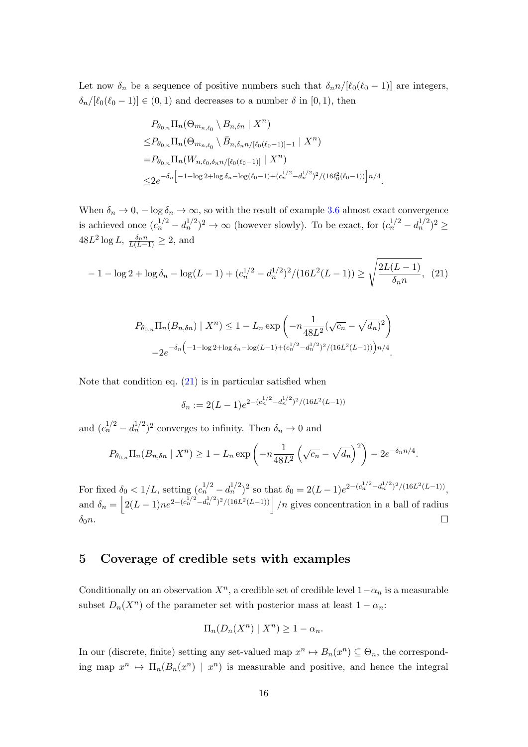Let now $\delta_n$ be a sequence of positive numbers such that $\delta_n n/[\ell_0(\ell_0-1)]$ are integers, $\delta_n/[\ell_0(\ell_0-1)] \in (0,1)$ and decreases to a number $\delta$ in $[0,1)$, then

$$
\begin{aligned}
&P_{\theta_{0,n}} \Pi_n(\Theta_{m_{n,\ell_0}} \setminus B_{n,\delta n} \mid X^n) \\
\leq& P_{\theta_{0,n}} \Pi_n(\Theta_{m_{n,\ell_0}} \setminus \bar{B}_{n,\delta_n n/[\ell_0(\ell_0-1)]-1} \mid X^n) \\
=& P_{\theta_{0,n}} \Pi_n(W_{n,\ell_0,\delta_n n/[\ell_0(\ell_0-1)]} \mid X^n) \\
\leq& 2e^{-\delta_n\left[-1-\log 2+\log\delta_n-\log(\ell_0-1)+(c_n^{1/2}-d_n^{1/2})^2/(16\ell_0^2(\ell_0-1))\right]n/4}.
\end{aligned}
$$

When $\delta_n \to 0$, $-\log\delta_n \to \infty$, so with the result of example 3.6 almost exact convergence is achieved once $(c_n^{1/2}-d_n^{1/2})^2 \to \infty$ (however slowly). To be exact, for $(c_n^{1/2}-d_n^{1/2})^2 \geq 48L^2\log L$, $\frac{\delta_n n}{L(L-1)} \geq 2$, and

$$
-1-\log 2+\log\delta_n-\log(L-1)+(c_n^{1/2}-d_n^{1/2})^2/(16L^2(L-1)) \geq \sqrt{\frac{2L(L-1)}{\delta_n n}}, \tag{21}
$$

$$
\begin{aligned}
P_{\theta_{0,n}} \Pi_n(B_{n,\delta n}) \mid X^n) \leq& 1 - L_n \exp\left(-n\frac{1}{48L^2}(\sqrt{c_n}-\sqrt{d_n})^2\right) \\
&-2e^{-\delta_n\left(-1-\log 2+\log\delta_n-\log(L-1)+(c_n^{1/2}-d_n^{1/2})^2/(16L^2(L-1))\right)n/4}.
\end{aligned}
$$

Note that condition eq. (21) is in particular satisfied when

$$
\delta_n := 2(L-1)e^{2-(c_n^{1/2}-d_n^{1/2})^2/(16L^2(L-1))}
$$

and $(c_n^{1/2}-d_n^{1/2})^2$ converges to infinity. Then $\delta_n \to 0$ and

$$
P_{\theta_{0,n}} \Pi_n(B_{n,\delta n} \mid X^n) \geq 1 - L_n \exp\left(-n\frac{1}{48L^2}\left(\sqrt{c_n}-\sqrt{d_n}\right)^2\right) - 2e^{-\delta_n n/4}.
$$

For fixed $\delta_0 < 1/L$, setting $(c_n^{1/2}-d_n^{1/2})^2$ so that $\delta_0 = 2(L-1)e^{2-(c_n^{1/2}-d_n^{1/2})^2/(16L^2(L-1))}$, and $\delta_n = \left\lfloor 2(L-1)ne^{2-(c_n^{1/2}-d_n^{1/2})^2/(16L^2(L-1))}\right\rfloor/n$ gives concentration in a ball of radius $\delta_0 n$. □

## 5 Coverage of credible sets with examples

Conditionally on an observation $X^n$, a credible set of credible level $1-\alpha_n$ is a measurable subset $D_n(X^n)$ of the parameter set with posterior mass at least $1-\alpha_n$:

$$
\Pi_n(D_n(X^n) \mid X^n) \geq 1-\alpha_n.
$$

In our (discrete, finite) setting any set-valued map $x^n \mapsto B_n(x^n) \subseteq \Theta_n$, the corresponding map $x^n \mapsto \Pi_n(B_n(x^n) \mid x^n)$ is measurable and positive, and hence the integral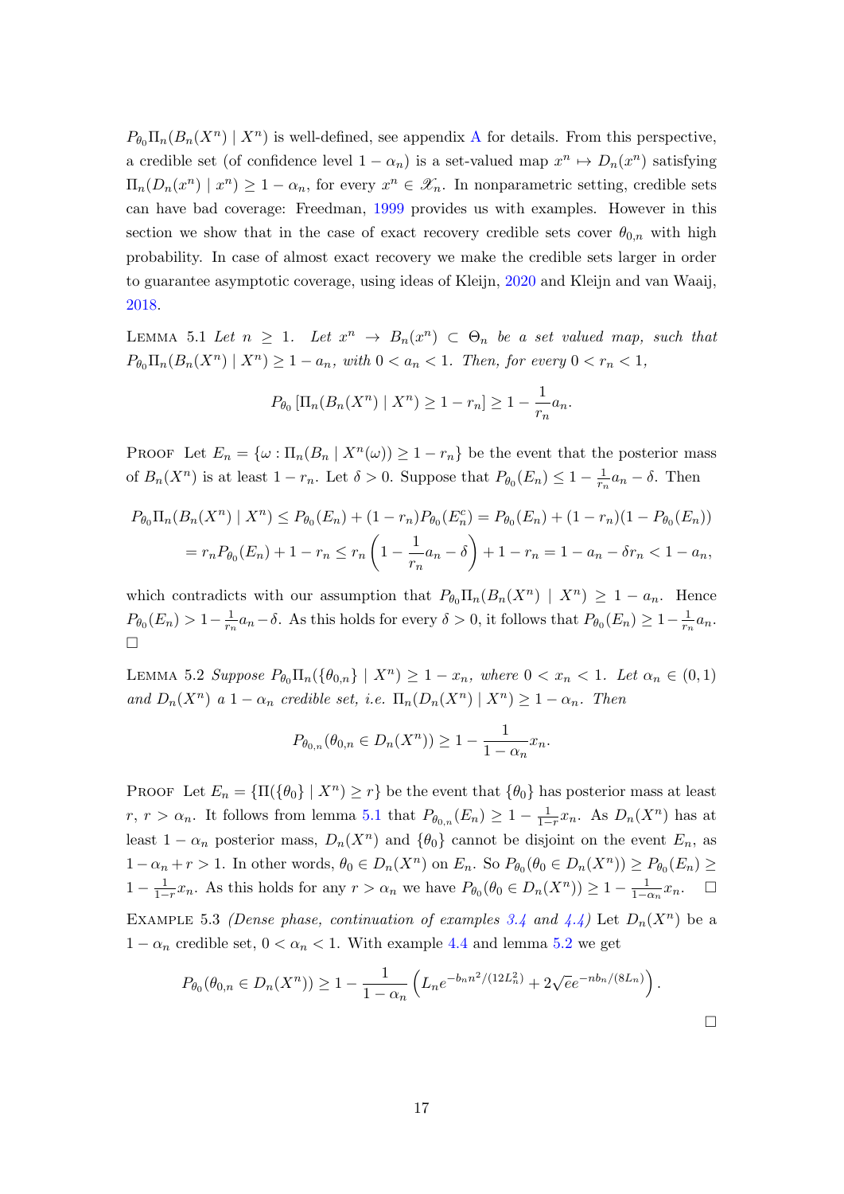$P_{\theta_0}\Pi_n(B_n(X^n) \mid X^n)$ is well-defined, see appendix A for details. From this perspective, a credible set (of confidence level $1-\alpha_n$) is a set-valued map $x^n \mapsto D_n(x^n)$ satisfying $\Pi_n(D_n(x^n) \mid x^n) \geq 1-\alpha_n$, for every $x^n \in \mathscr{X}_n$. In nonparametric setting, credible sets can have bad coverage: Freedman, 1999 provides us with examples. However in this section we show that in the case of exact recovery credible sets cover $\theta_{0,n}$ with high probability. In case of almost exact recovery we make the credible sets larger in order to guarantee asymptotic coverage, using ideas of Kleijn, 2020 and Kleijn and van Waaij, 2018.

Lemma 5.1 *Let $n \geq 1$. Let $x^n \to B_n(x^n) \subset \Theta_n$ be a set valued map, such that $P_{\theta_0}\Pi_n(B_n(X^n) \mid X^n) \geq 1-a_n$, with $0 < a_n < 1$. Then, for every $0 < r_n < 1$,*

$$P_{\theta_0}\left[\Pi_n(B_n(X^n) \mid X^n) \geq 1 - r_n\right] \geq 1 - \frac{1}{r_n}a_n.$$

Proof Let $E_n = \{\omega : \Pi_n(B_n \mid X^n(\omega)) \geq 1-r_n\}$ be the event that the posterior mass of $B_n(X^n)$ is at least $1-r_n$. Let $\delta > 0$. Suppose that $P_{\theta_0}(E_n) \leq 1 - \frac{1}{r_n}a_n - \delta$. Then

$$\begin{aligned}
P_{\theta_0}\Pi_n(B_n(X^n) \mid X^n) &\leq P_{\theta_0}(E_n) + (1-r_n)P_{\theta_0}(E_n^c) = P_{\theta_0}(E_n) + (1-r_n)(1-P_{\theta_0}(E_n)) \\
&= r_n P_{\theta_0}(E_n) + 1 - r_n \leq r_n\left(1 - \frac{1}{r_n}a_n - \delta\right) + 1 - r_n = 1 - a_n - \delta r_n < 1 - a_n,
\end{aligned}$$

which contradicts with our assumption that $P_{\theta_0}\Pi_n(B_n(X^n) \mid X^n) \geq 1-a_n$. Hence $P_{\theta_0}(E_n) > 1 - \frac{1}{r_n}a_n - \delta$. As this holds for every $\delta > 0$, it follows that $P_{\theta_0}(E_n) \geq 1 - \frac{1}{r_n}a_n$. □

Lemma 5.2 *Suppose $P_{\theta_0}\Pi_n(\{\theta_{0,n}\} \mid X^n) \geq 1 - x_n$, where $0 < x_n < 1$. Let $\alpha_n \in (0,1)$ and $D_n(X^n)$ a $1-\alpha_n$ credible set, i.e. $\Pi_n(D_n(X^n) \mid X^n) \geq 1 - \alpha_n$. Then*

$$P_{\theta_{0,n}}(\theta_{0,n} \in D_n(X^n)) \geq 1 - \frac{1}{1-\alpha_n}x_n.$$

Proof Let $E_n = \{\Pi(\{\theta_0\} \mid X^n) \geq r\}$ be the event that $\{\theta_0\}$ has posterior mass at least $r$, $r > \alpha_n$. It follows from lemma 5.1 that $P_{\theta_{0,n}}(E_n) \geq 1 - \frac{1}{1-r}x_n$. As $D_n(X^n)$ has at least $1-\alpha_n$ posterior mass, $D_n(X^n)$ and $\{\theta_0\}$ cannot be disjoint on the event $E_n$, as $1 - \alpha_n + r > 1$. In other words, $\theta_0 \in D_n(X^n)$ on $E_n$. So $P_{\theta_0}(\theta_0 \in D_n(X^n)) \geq P_{\theta_0}(E_n) \geq 1 - \frac{1}{1-r}x_n$. As this holds for any $r > \alpha_n$ we have $P_{\theta_0}(\theta_0 \in D_n(X^n)) \geq 1 - \frac{1}{1-\alpha_n}x_n$. □

Example 5.3 *(Dense phase, continuation of examples 3.4 and 4.4)* Let $D_n(X^n)$ be a $1-\alpha_n$ credible set, $0 < \alpha_n < 1$. With example 4.4 and lemma 5.2 we get

$$P_{\theta_0}(\theta_{0,n} \in D_n(X^n)) \geq 1 - \frac{1}{1-\alpha_n}\left(L_n e^{-b_n n^2/(12L_n^2)} + 2\sqrt{e}e^{-nb_n/(8L_n)}\right).$$

□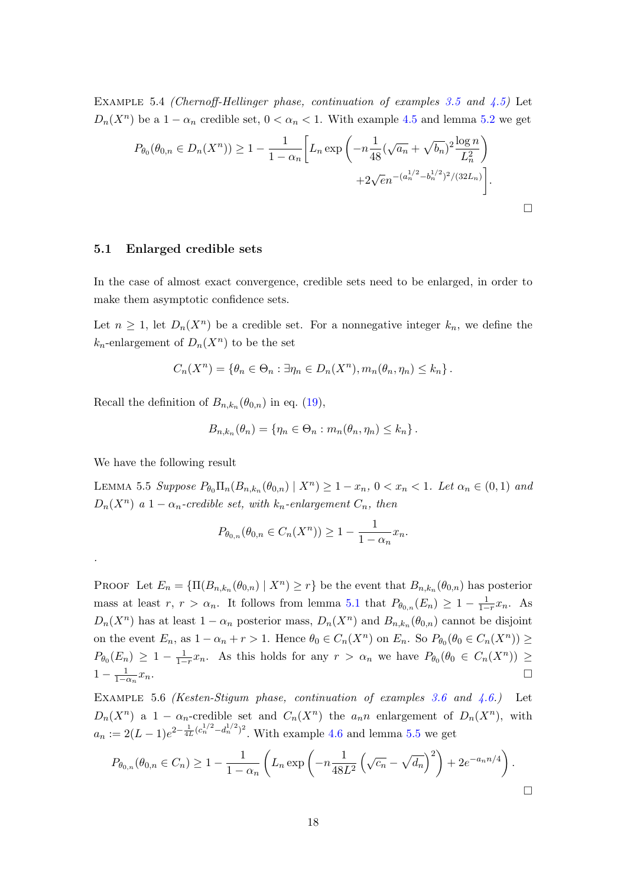EXAMPLE 5.4 *(Chernoff-Hellinger phase, continuation of examples 3.5 and 4.5)* Let $D_n(X^n)$ be a $1-\alpha_n$ credible set, $0<\alpha_n<1$. With example 4.5 and lemma 5.2 we get

$$P_{\theta_0}(\theta_{0,n} \in D_n(X^n)) \geq 1 - \frac{1}{1-\alpha_n}\Bigg[ L_n \exp\left( -n\frac{1}{48}(\sqrt{a_n}+\sqrt{b_n})^2 \frac{\log n}{L_n^2} \right) + 2\sqrt{e} n^{-(a_n^{1/2}-b_n^{1/2})^2/(32L_n)} \Bigg].$$

□

## 5.1 Enlarged credible sets

In the case of almost exact convergence, credible sets need to be enlarged, in order to make them asymptotic confidence sets.

Let $n \geq 1$, let $D_n(X^n)$ be a credible set. For a nonnegative integer $k_n$, we define the $k_n$-enlargement of $D_n(X^n)$ to be the set

$$C_n(X^n) = \{\theta_n \in \Theta_n : \exists \eta_n \in D_n(X^n), m_n(\theta_n, \eta_n) \leq k_n\}.$$

Recall the definition of $B_{n,k_n}(\theta_{0,n})$ in eq. (19),

$$B_{n,k_n}(\theta_n) = \{\eta_n \in \Theta_n : m_n(\theta_n, \eta_n) \leq k_n\}.$$

We have the following result

LEMMA 5.5 *Suppose $P_{\theta_0}\Pi_n(B_{n,k_n}(\theta_{0,n}) \mid X^n) \geq 1-x_n$, $0<x_n<1$. Let $\alpha_n \in (0,1)$ and $D_n(X^n)$ a $1-\alpha_n$-credible set, with $k_n$-enlargement $C_n$, then*

$$P_{\theta_{0,n}}(\theta_{0,n} \in C_n(X^n)) \geq 1 - \frac{1}{1-\alpha_n}x_n.$$

.

PROOF Let $E_n = \{\Pi(B_{n,k_n}(\theta_{0,n}) \mid X^n) \geq r\}$ be the event that $B_{n,k_n}(\theta_{0,n})$ has posterior mass at least $r$, $r > \alpha_n$. It follows from lemma 5.1 that $P_{\theta_{0,n}}(E_n) \geq 1 - \frac{1}{1-r}x_n$. As $D_n(X^n)$ has at least $1-\alpha_n$ posterior mass, $D_n(X^n)$ and $B_{n,k_n}(\theta_{0,n})$ cannot be disjoint on the event $E_n$, as $1-\alpha_n+r>1$. Hence $\theta_0 \in C_n(X^n)$ on $E_n$. So $P_{\theta_0}(\theta_0 \in C_n(X^n)) \geq P_{\theta_0}(E_n) \geq 1 - \frac{1}{1-r}x_n$. As this holds for any $r>\alpha_n$ we have $P_{\theta_0}(\theta_0 \in C_n(X^n)) \geq 1 - \frac{1}{1-\alpha_n}x_n$. □

EXAMPLE 5.6 *(Kesten-Stigum phase, continuation of examples 3.6 and 4.6.)* Let $D_n(X^n)$ a $1-\alpha_n$-credible set and $C_n(X^n)$ the $a_n n$ enlargement of $D_n(X^n)$, with $a_n := 2(L-1)e^{2-\frac{1}{4L}(c_n^{1/2}-d_n^{1/2})^2}$. With example 4.6 and lemma 5.5 we get

$$P_{\theta_{0,n}}(\theta_{0,n} \in C_n) \geq 1 - \frac{1}{1-\alpha_n}\left( L_n \exp\left( -n\frac{1}{48L^2}\left(\sqrt{c_n}-\sqrt{d_n}\right)^2 \right) + 2e^{-a_n n/4} \right).$$

□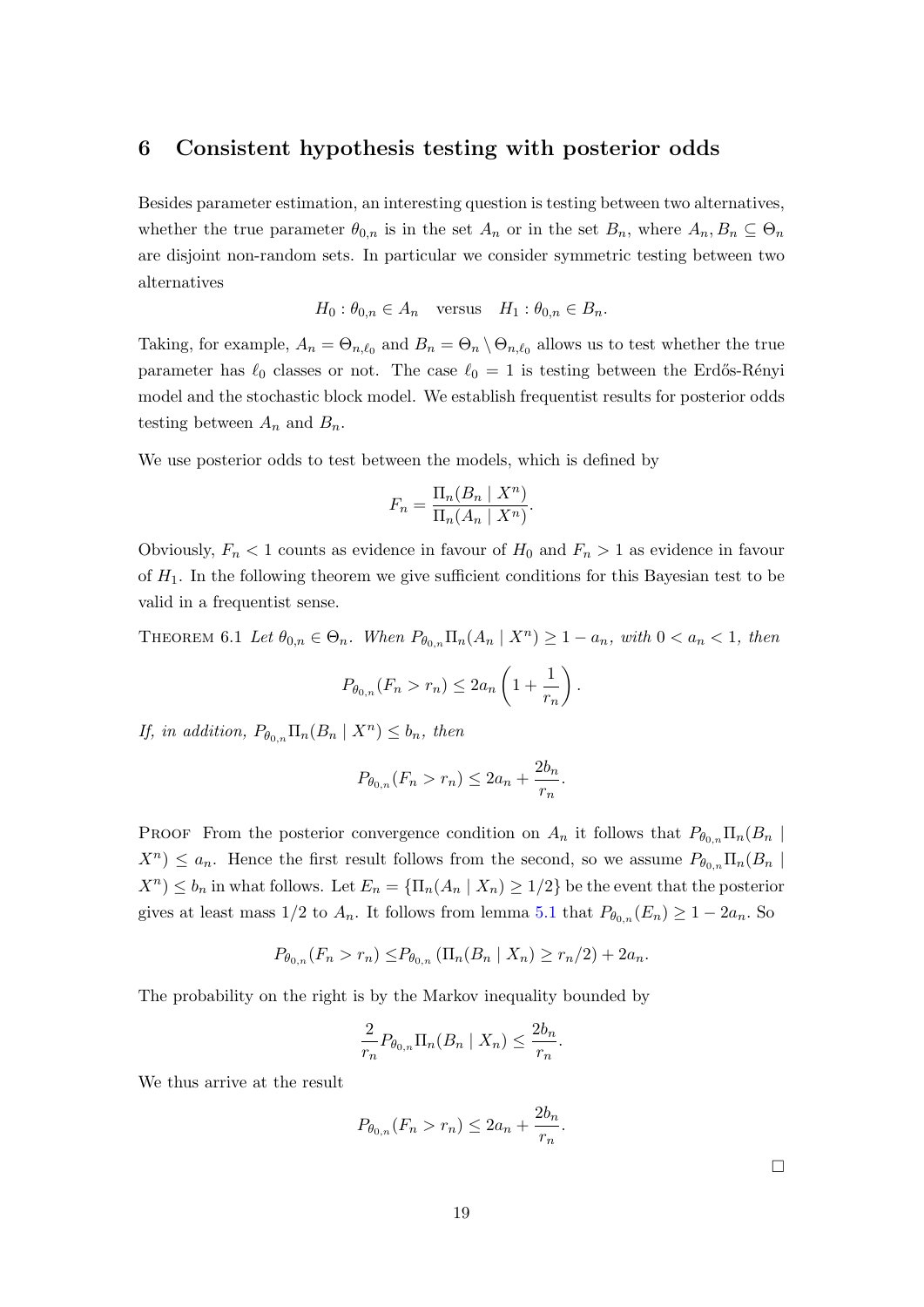# 6 Consistent hypothesis testing with posterior odds

Besides parameter estimation, an interesting question is testing between two alternatives, whether the true parameter $\theta_{0,n}$ is in the set $A_n$ or in the set $B_n$, where $A_n, B_n \subseteq \Theta_n$ are disjoint non-random sets. In particular we consider symmetric testing between two alternatives

$$H_0 : \theta_{0,n} \in A_n \quad \text{versus} \quad H_1 : \theta_{0,n} \in B_n.$$

Taking, for example, $A_n = \Theta_{n,\ell_0}$ and $B_n = \Theta_n \setminus \Theta_{n,\ell_0}$ allows us to test whether the true parameter has $\ell_0$ classes or not. The case $\ell_0 = 1$ is testing between the Erdős-Rényi model and the stochastic block model. We establish frequentist results for posterior odds testing between $A_n$ and $B_n$.

We use posterior odds to test between the models, which is defined by

$$F_n = \frac{\Pi_n(B_n \mid X^n)}{\Pi_n(A_n \mid X^n)}.$$

Obviously, $F_n < 1$ counts as evidence in favour of $H_0$ and $F_n > 1$ as evidence in favour of $H_1$. In the following theorem we give sufficient conditions for this Bayesian test to be valid in a frequentist sense.

Theorem 6.1 *Let $\theta_{0,n} \in \Theta_n$. When $P_{\theta_{0,n}}\Pi_n(A_n \mid X^n) \geq 1 - a_n$, with $0 < a_n < 1$, then*

$$P_{\theta_{0,n}}(F_n > r_n) \leq 2a_n \left(1 + \frac{1}{r_n}\right).$$

*If, in addition, $P_{\theta_{0,n}}\Pi_n(B_n \mid X^n) \leq b_n$, then*

$$P_{\theta_{0,n}}(F_n > r_n) \leq 2a_n + \frac{2b_n}{r_n}.$$

Proof From the posterior convergence condition on $A_n$ it follows that $P_{\theta_{0,n}}\Pi_n(B_n \mid X^n) \leq a_n$. Hence the first result follows from the second, so we assume $P_{\theta_{0,n}}\Pi_n(B_n \mid X^n) \leq b_n$ in what follows. Let $E_n = \{\Pi_n(A_n \mid X_n) \geq 1/2\}$ be the event that the posterior gives at least mass $1/2$ to $A_n$. It follows from lemma 5.1 that $P_{\theta_{0,n}}(E_n) \geq 1 - 2a_n$. So

$$P_{\theta_{0,n}}(F_n > r_n) \leq P_{\theta_{0,n}}\left(\Pi_n(B_n \mid X_n) \geq r_n/2\right) + 2a_n.$$

The probability on the right is by the Markov inequality bounded by

$$\frac{2}{r_n} P_{\theta_{0,n}}\Pi_n(B_n \mid X_n) \leq \frac{2b_n}{r_n}.$$

We thus arrive at the result

$$P_{\theta_{0,n}}(F_n > r_n) \leq 2a_n + \frac{2b_n}{r_n}.$$

$\square$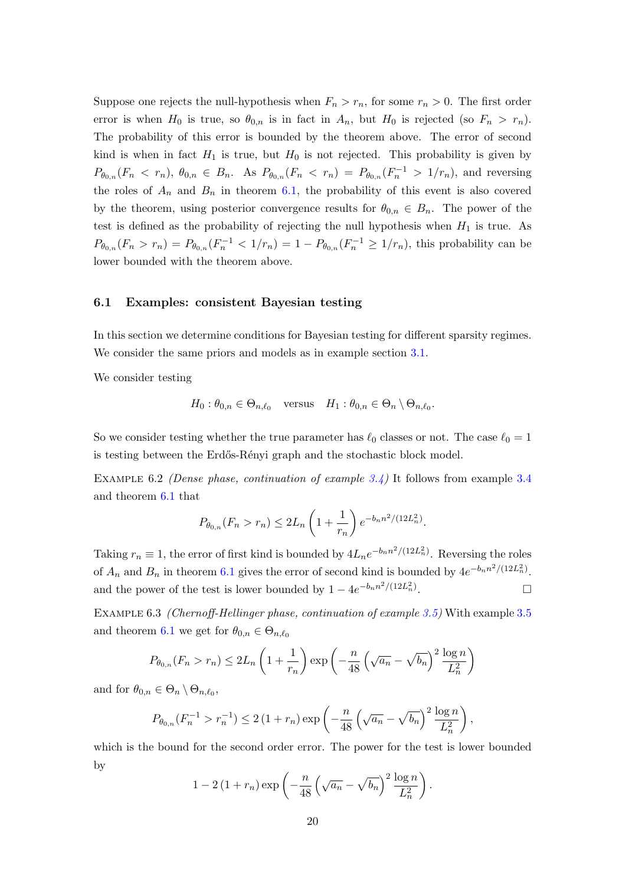Suppose one rejects the null-hypothesis when $F_n > r_n$, for some $r_n > 0$. The first order error is when $H_0$ is true, so $\theta_{0,n}$ is in fact in $A_n$, but $H_0$ is rejected (so $F_n > r_n$). The probability of this error is bounded by the theorem above. The error of second kind is when in fact $H_1$ is true, but $H_0$ is not rejected. This probability is given by $P_{\theta_{0,n}}(F_n < r_n)$, $\theta_{0,n} \in B_n$. As $P_{\theta_{0,n}}(F_n < r_n) = P_{\theta_{0,n}}(F_n^{-1} > 1/r_n)$, and reversing the roles of $A_n$ and $B_n$ in theorem 6.1, the probability of this event is also covered by the theorem, using posterior convergence results for $\theta_{0,n} \in B_n$. The power of the test is defined as the probability of rejecting the null hypothesis when $H_1$ is true. As $P_{\theta_{0,n}}(F_n > r_n) = P_{\theta_{0,n}}(F_n^{-1} < 1/r_n) = 1 - P_{\theta_{0,n}}(F_n^{-1} \geq 1/r_n)$, this probability can be lower bounded with the theorem above.

### 6.1 Examples: consistent Bayesian testing

In this section we determine conditions for Bayesian testing for different sparsity regimes. We consider the same priors and models as in example section 3.1.

We consider testing

$$H_0 : \theta_{0,n} \in \Theta_{n,\ell_0} \quad \text{versus} \quad H_1 : \theta_{0,n} \in \Theta_n \setminus \Theta_{n,\ell_0}.$$

So we consider testing whether the true parameter has $\ell_0$ classes or not. The case $\ell_0 = 1$ is testing between the Erdős-Rényi graph and the stochastic block model.

Example 6.2 *(Dense phase, continuation of example 3.4)* It follows from example 3.4 and theorem 6.1 that

$$P_{\theta_{0,n}}(F_n > r_n) \leq 2L_n \left(1 + \frac{1}{r_n}\right) e^{-b_n n^2/(12L_n^2)}.$$

Taking $r_n \equiv 1$, the error of first kind is bounded by $4L_n e^{-b_n n^2/(12L_n^2)}$. Reversing the roles of $A_n$ and $B_n$ in theorem 6.1 gives the error of second kind is bounded by $4e^{-b_n n^2/(12L_n^2)}$. and the power of the test is lower bounded by $1 - 4e^{-b_n n^2/(12L_n^2)}$. □

Example 6.3 *(Chernoff-Hellinger phase, continuation of example 3.5)* With example 3.5 and theorem 6.1 we get for $\theta_{0,n} \in \Theta_{n,\ell_0}$

$$P_{\theta_{0,n}}(F_n > r_n) \leq 2L_n \left(1 + \frac{1}{r_n}\right) \exp\left(-\frac{n}{48}\left(\sqrt{a_n} - \sqrt{b_n}\right)^2 \frac{\log n}{L_n^2}\right)$$

and for $\theta_{0,n} \in \Theta_n \setminus \Theta_{n,\ell_0}$,

$$P_{\theta_{0,n}}(F_n^{-1} > r_n^{-1}) \leq 2\left(1 + r_n\right) \exp\left(-\frac{n}{48}\left(\sqrt{a_n} - \sqrt{b_n}\right)^2 \frac{\log n}{L_n^2}\right),$$

which is the bound for the second order error. The power for the test is lower bounded by

$$1 - 2\left(1 + r_n\right) \exp\left(-\frac{n}{48}\left(\sqrt{a_n} - \sqrt{b_n}\right)^2 \frac{\log n}{L_n^2}\right).$$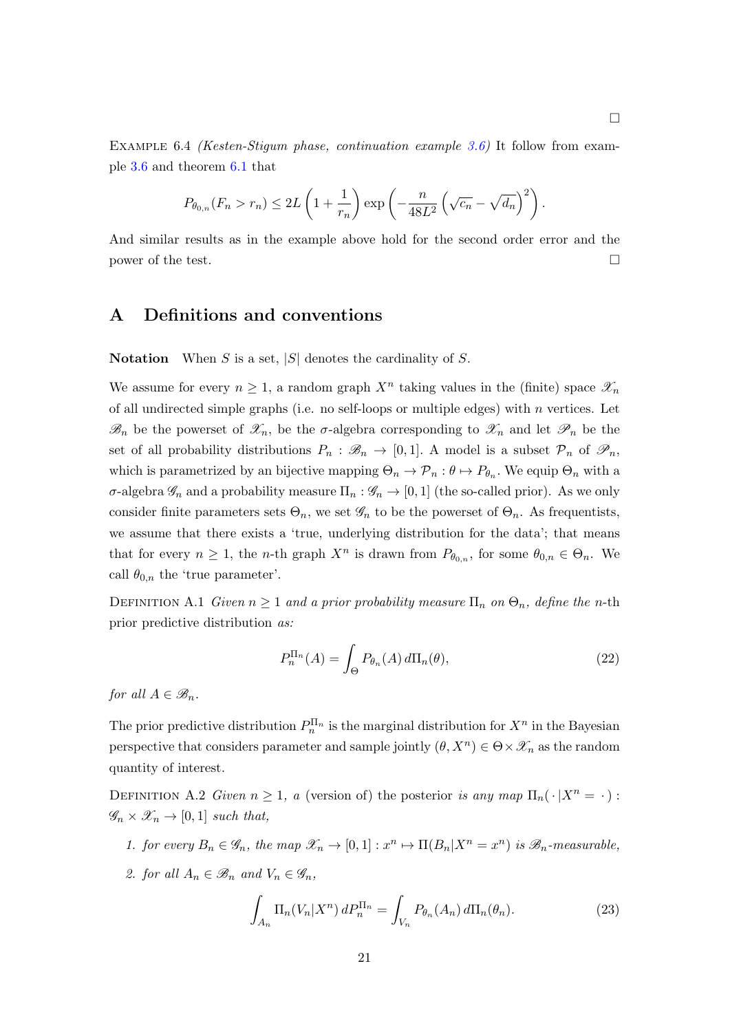□

EXAMPLE 6.4 *(Kesten-Stigum phase, continuation example 3.6)* It follow from example 3.6 and theorem 6.1 that

$$P_{\theta_{0,n}}(F_n > r_n) \leq 2L\left(1 + \frac{1}{r_n}\right) \exp\left(-\frac{n}{48L^2}\left(\sqrt{c_n} - \sqrt{d_n}\right)^2\right).$$

And similar results as in the example above hold for the second order error and the power of the test. □

## A Definitions and conventions

**Notation** When $S$ is a set, $|S|$ denotes the cardinality of $S$.

We assume for every $n \geq 1$, a random graph $X^n$ taking values in the (finite) space $\mathscr{X}_n$ of all undirected simple graphs (i.e. no self-loops or multiple edges) with $n$ vertices. Let $\mathscr{B}_n$ be the powerset of $\mathscr{X}_n$, be the $\sigma$-algebra corresponding to $\mathscr{X}_n$ and let $\mathscr{P}_n$ be the set of all probability distributions $P_n : \mathscr{B}_n \to [0, 1]$. A model is a subset $\mathcal{P}_n$ of $\mathscr{P}_n$, which is parametrized by an bijective mapping $\Theta_n \to \mathcal{P}_n : \theta \mapsto P_{\theta_n}$. We equip $\Theta_n$ with a $\sigma$-algebra $\mathscr{G}_n$ and a probability measure $\Pi_n : \mathscr{G}_n \to [0, 1]$ (the so-called prior). As we only consider finite parameters sets $\Theta_n$, we set $\mathscr{G}_n$ to be the powerset of $\Theta_n$. As frequentists, we assume that there exists a 'true, underlying distribution for the data'; that means that for every $n \geq 1$, the $n$-th graph $X^n$ is drawn from $P_{\theta_{0,n}}$, for some $\theta_{0,n} \in \Theta_n$. We call $\theta_{0,n}$ the 'true parameter'.

DEFINITION A.1 *Given $n \geq 1$ and a prior probability measure $\Pi_n$ on $\Theta_n$, define the $n$-th* prior predictive distribution *as:*

$$P_n^{\Pi_n}(A) = \int_{\Theta} P_{\theta_n}(A)\, d\Pi_n(\theta), \tag{22}$$

*for all $A \in \mathscr{B}_n$.*

The prior predictive distribution $P_n^{\Pi_n}$ is the marginal distribution for $X^n$ in the Bayesian perspective that considers parameter and sample jointly $(\theta, X^n) \in \Theta \times \mathscr{X}_n$ as the random quantity of interest.

DEFINITION A.2 *Given $n \geq 1$, a* (version of) the posterior *is any map $\Pi_n(\,\cdot\,|X^n = \,\cdot\,) : \mathscr{G}_n \times \mathscr{X}_n \to [0, 1]$ such that,*

1. *for every $B_n \in \mathscr{G}_n$, the map $\mathscr{X}_n \to [0, 1] : x^n \mapsto \Pi(B_n|X^n = x^n)$ is $\mathscr{B}_n$-measurable,*
2. *for all $A_n \in \mathscr{B}_n$ and $V_n \in \mathscr{G}_n$,*

$$\int_{A_n} \Pi_n(V_n|X^n)\, dP_n^{\Pi_n} = \int_{V_n} P_{\theta_n}(A_n)\, d\Pi_n(\theta_n). \tag{23}$$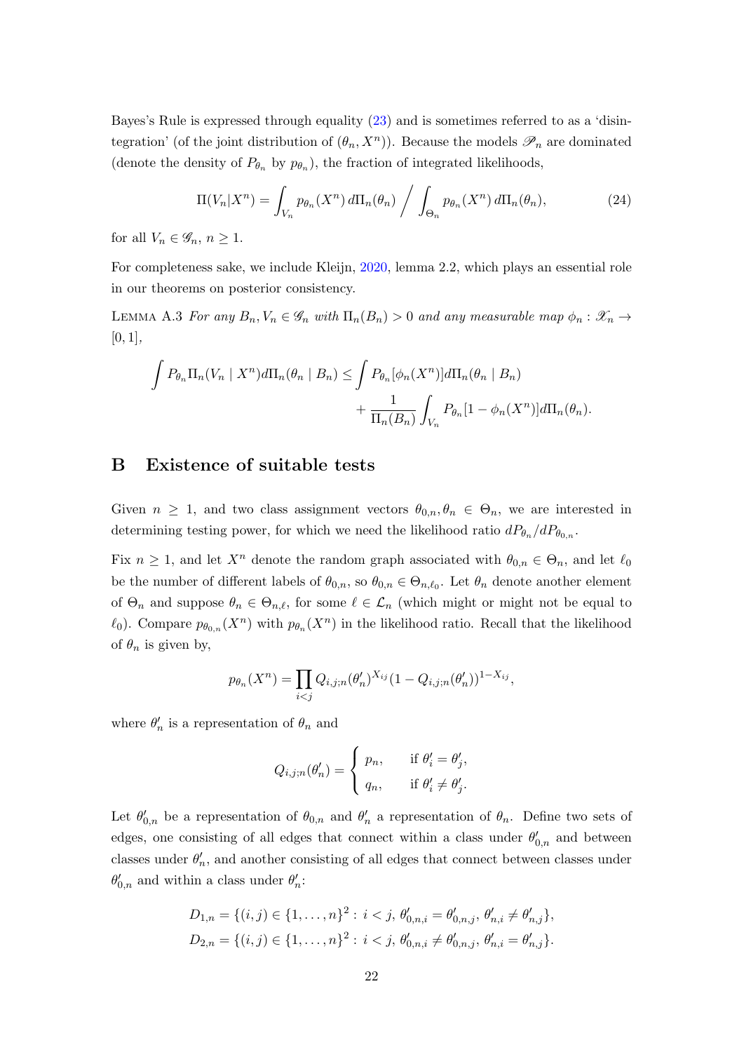Bayes's Rule is expressed through equality (23) and is sometimes referred to as a 'disintegration' (of the joint distribution of $(\theta_n, X^n)$). Because the models $\mathscr{P}_n$ are dominated (denote the density of $P_{\theta_n}$ by $p_{\theta_n}$), the fraction of integrated likelihoods,

$$
\Pi(V_n|X^n) = \int_{V_n} p_{\theta_n}(X^n)\, d\Pi_n(\theta_n) \Bigg/ \int_{\Theta_n} p_{\theta_n}(X^n)\, d\Pi_n(\theta_n), \tag{24}
$$

for all $V_n \in \mathscr{G}_n$, $n \geq 1$.

For completeness sake, we include Kleijn, 2020, lemma 2.2, which plays an essential role in our theorems on posterior consistency.

Lemma A.3 *For any $B_n, V_n \in \mathscr{G}_n$ with $\Pi_n(B_n) > 0$ and any measurable map $\phi_n : \mathscr{X}_n \to [0,1]$,*

$$
\int P_{\theta_n}\Pi_n(V_n \mid X^n) d\Pi_n(\theta_n \mid B_n) \leq \int P_{\theta_n}[\phi_n(X^n)] d\Pi_n(\theta_n \mid B_n) + \frac{1}{\Pi_n(B_n)} \int_{V_n} P_{\theta_n}[1 - \phi_n(X^n)] d\Pi_n(\theta_n).
$$

## B Existence of suitable tests

Given $n \geq 1$, and two class assignment vectors $\theta_{0,n}, \theta_n \in \Theta_n$, we are interested in determining testing power, for which we need the likelihood ratio $dP_{\theta_n}/dP_{\theta_{0,n}}$.

Fix $n \geq 1$, and let $X^n$ denote the random graph associated with $\theta_{0,n} \in \Theta_n$, and let $\ell_0$ be the number of different labels of $\theta_{0,n}$, so $\theta_{0,n} \in \Theta_{n,\ell_0}$. Let $\theta_n$ denote another element of $\Theta_n$ and suppose $\theta_n \in \Theta_{n,\ell}$, for some $\ell \in \mathcal{L}_n$ (which might or might not be equal to $\ell_0$). Compare $p_{\theta_{0,n}}(X^n)$ with $p_{\theta_n}(X^n)$ in the likelihood ratio. Recall that the likelihood of $\theta_n$ is given by,

$$
p_{\theta_n}(X^n) = \prod_{i<j} Q_{i,j;n}(\theta'_n)^{X_{ij}} (1 - Q_{i,j;n}(\theta'_n))^{1-X_{ij}},
$$

where $\theta'_n$ is a representation of $\theta_n$ and

$$
Q_{i,j;n}(\theta'_n) = \begin{cases} p_n, & \text{if } \theta'_i = \theta'_j, \\ q_n, & \text{if } \theta'_i \neq \theta'_j. \end{cases}
$$

Let $\theta'_{0,n}$ be a representation of $\theta_{0,n}$ and $\theta'_n$ a representation of $\theta_n$. Define two sets of edges, one consisting of all edges that connect within a class under $\theta'_{0,n}$ and between classes under $\theta'_n$, and another consisting of all edges that connect between classes under $\theta'_{0,n}$ and within a class under $\theta'_n$:

$$
D_{1,n} = \{(i,j) \in \{1,\ldots,n\}^2 : i<j,\, \theta'_{0,n,i} = \theta'_{0,n,j},\, \theta'_{n,i} \neq \theta'_{n,j}\},
$$
$$
D_{2,n} = \{(i,j) \in \{1,\ldots,n\}^2 : i<j,\, \theta'_{0,n,i} \neq \theta'_{0,n,j},\, \theta'_{n,i} = \theta'_{n,j}\}.
$$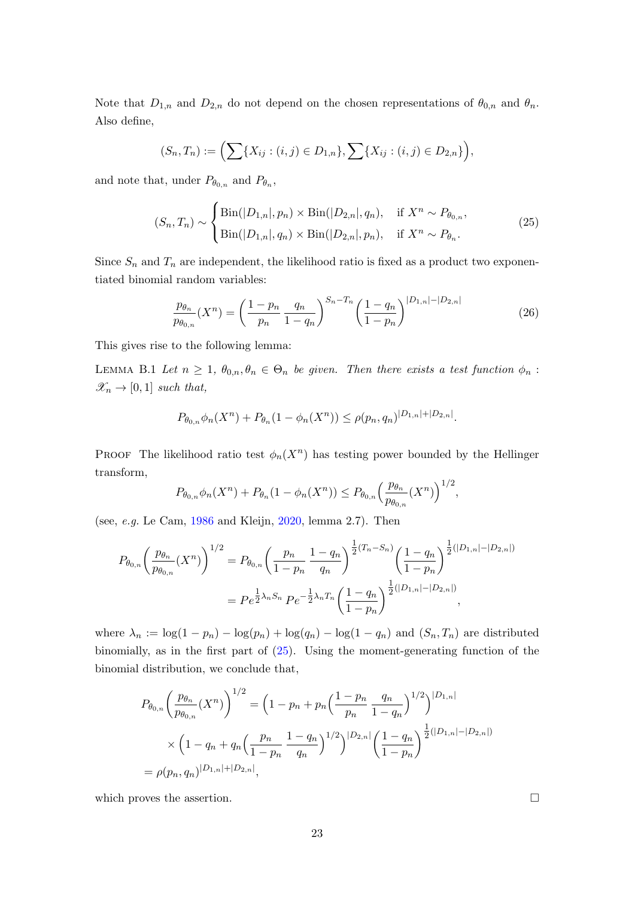Note that $D_{1,n}$ and $D_{2,n}$ do not depend on the chosen representations of $\theta_{0,n}$ and $\theta_n$. Also define,

$$(S_n, T_n) := \Bigl(\sum\{X_{ij} : (i,j) \in D_{1,n}\}, \sum\{X_{ij} : (i,j) \in D_{2,n}\}\Bigr),$$

and note that, under $P_{\theta_{0,n}}$ and $P_{\theta_n}$,

$$(S_n, T_n) \sim \begin{cases} \text{Bin}(|D_{1,n}|, p_n) \times \text{Bin}(|D_{2,n}|, q_n), & \text{if } X^n \sim P_{\theta_{0,n}}, \\ \text{Bin}(|D_{1,n}|, q_n) \times \text{Bin}(|D_{2,n}|, p_n), & \text{if } X^n \sim P_{\theta_n}. \end{cases} \tag{25}$$

Since $S_n$ and $T_n$ are independent, the likelihood ratio is fixed as a product two exponentiated binomial random variables:

$$\frac{p_{\theta_n}}{p_{\theta_{0,n}}}(X^n) = \left(\frac{1-p_n}{p_n}\,\frac{q_n}{1-q_n}\right)^{S_n - T_n}\left(\frac{1-q_n}{1-p_n}\right)^{|D_{1,n}|-|D_{2,n}|} \tag{26}$$

This gives rise to the following lemma:

Lemma B.1 *Let $n \geq 1$, $\theta_{0,n}, \theta_n \in \Theta_n$ be given. Then there exists a test function $\phi_n : \mathscr{X}_n \to [0,1]$ such that,*

$$P_{\theta_{0,n}}\phi_n(X^n) + P_{\theta_n}(1-\phi_n(X^n)) \leq \rho(p_n, q_n)^{|D_{1,n}|+|D_{2,n}|}.$$

Proof The likelihood ratio test $\phi_n(X^n)$ has testing power bounded by the Hellinger transform,

$$P_{\theta_{0,n}}\phi_n(X^n) + P_{\theta_n}(1-\phi_n(X^n)) \leq P_{\theta_{0,n}}\Bigl(\frac{p_{\theta_n}}{p_{\theta_{0,n}}}(X^n)\Bigr)^{1/2},$$

(see, *e.g.* Le Cam, 1986 and Kleijn, 2020, lemma 2.7). Then

$$\begin{aligned} P_{\theta_{0,n}}\Bigl(\frac{p_{\theta_n}}{p_{\theta_{0,n}}}(X^n)\Bigr)^{1/2} &= P_{\theta_{0,n}}\left(\frac{p_n}{1-p_n}\,\frac{1-q_n}{q_n}\right)^{\frac{1}{2}(T_n - S_n)}\left(\frac{1-q_n}{1-p_n}\right)^{\frac{1}{2}(|D_{1,n}|-|D_{2,n}|)} \\ &= Pe^{\frac{1}{2}\lambda_n S_n}\,Pe^{-\frac{1}{2}\lambda_n T_n}\left(\frac{1-q_n}{1-p_n}\right)^{\frac{1}{2}(|D_{1,n}|-|D_{2,n}|)}, \end{aligned}$$

where $\lambda_n := \log(1-p_n) - \log(p_n) + \log(q_n) - \log(1-q_n)$ and $(S_n, T_n)$ are distributed binomially, as in the first part of (25). Using the moment-generating function of the binomial distribution, we conclude that,

$$\begin{aligned} P_{\theta_{0,n}}\Bigl(\frac{p_{\theta_n}}{p_{\theta_{0,n}}}(X^n)\Bigr)^{1/2} &= \Bigl(1 - p_n + p_n\Bigl(\frac{1-p_n}{p_n}\,\frac{q_n}{1-q_n}\Bigr)^{1/2}\Bigr)^{|D_{1,n}|} \\ &\quad\times\Bigl(1 - q_n + q_n\Bigl(\frac{p_n}{1-p_n}\,\frac{1-q_n}{q_n}\Bigr)^{1/2}\Bigr)^{|D_{2,n}|}\left(\frac{1-q_n}{1-p_n}\right)^{\frac{1}{2}(|D_{1,n}|-|D_{2,n}|)} \\ &= \rho(p_n, q_n)^{|D_{1,n}|+|D_{2,n}|}, \end{aligned}$$

which proves the assertion. □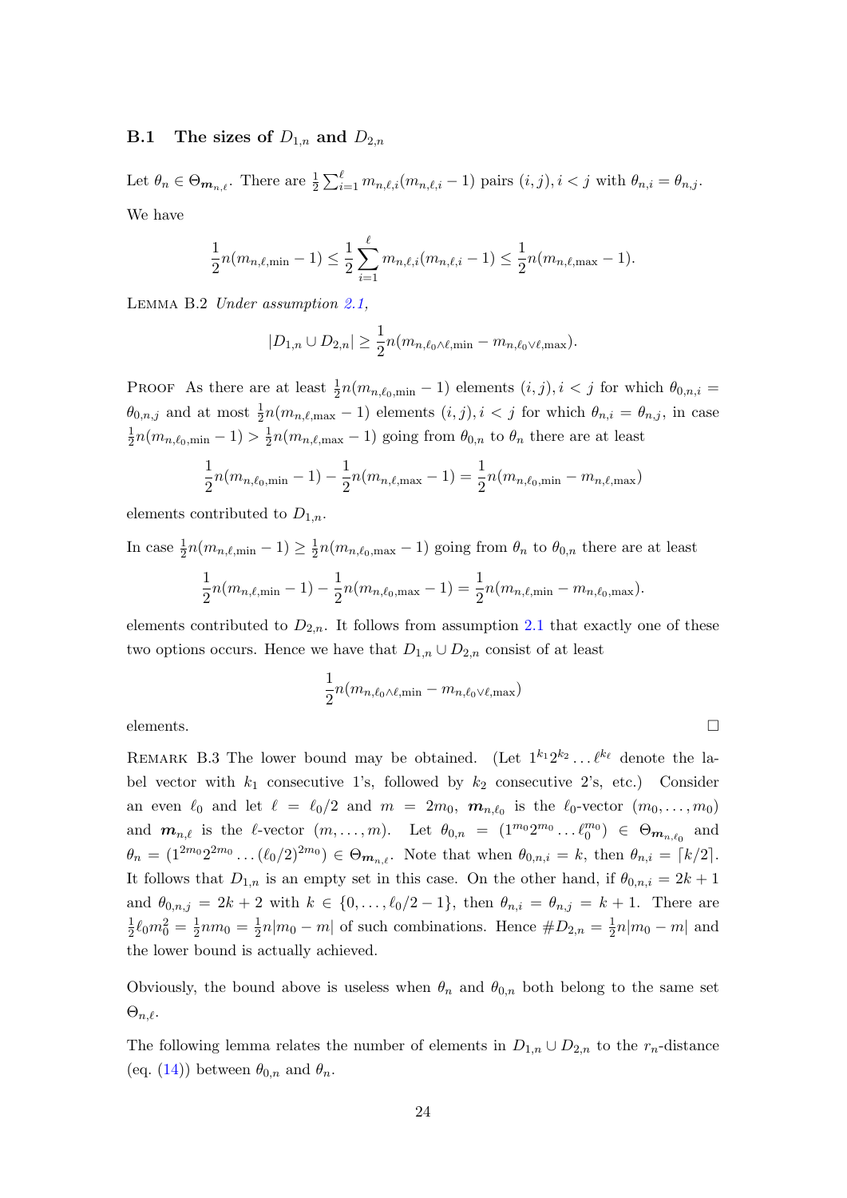### B.1 The sizes of $D_{1,n}$ and $D_{2,n}$

Let $\theta_n \in \Theta_{\boldsymbol{m}_{n,\ell}}$. There are $\frac{1}{2}\sum_{i=1}^{\ell} m_{n,\ell,i}(m_{n,\ell,i}-1)$ pairs $(i,j), i<j$ with $\theta_{n,i}=\theta_{n,j}$. We have

$$\frac{1}{2}n(m_{n,\ell,\min}-1) \leq \frac{1}{2}\sum_{i=1}^{\ell} m_{n,\ell,i}(m_{n,\ell,i}-1) \leq \frac{1}{2}n(m_{n,\ell,\max}-1).$$

LEMMA B.2 *Under assumption 2.1,*

$$|D_{1,n}\cup D_{2,n}| \geq \frac{1}{2}n(m_{n,\ell_0\wedge\ell,\min}-m_{n,\ell_0\vee\ell,\max}).$$

PROOF As there are at least $\frac{1}{2}n(m_{n,\ell_0,\min}-1)$ elements $(i,j), i<j$ for which $\theta_{0,n,i}=\theta_{0,n,j}$ and at most $\frac{1}{2}n(m_{n,\ell,\max}-1)$ elements $(i,j), i<j$ for which $\theta_{n,i}=\theta_{n,j}$, in case $\frac{1}{2}n(m_{n,\ell_0,\min}-1) > \frac{1}{2}n(m_{n,\ell,\max}-1)$ going from $\theta_{0,n}$ to $\theta_n$ there are at least

$$\frac{1}{2}n(m_{n,\ell_0,\min}-1)-\frac{1}{2}n(m_{n,\ell,\max}-1)=\frac{1}{2}n(m_{n,\ell_0,\min}-m_{n,\ell,\max})$$

elements contributed to $D_{1,n}$.

In case $\frac{1}{2}n(m_{n,\ell,\min}-1) \geq \frac{1}{2}n(m_{n,\ell_0,\max}-1)$ going from $\theta_n$ to $\theta_{0,n}$ there are at least

$$\frac{1}{2}n(m_{n,\ell,\min}-1)-\frac{1}{2}n(m_{n,\ell_0,\max}-1)=\frac{1}{2}n(m_{n,\ell,\min}-m_{n,\ell_0,\max}).$$

elements contributed to $D_{2,n}$. It follows from assumption 2.1 that exactly one of these two options occurs. Hence we have that $D_{1,n}\cup D_{2,n}$ consist of at least

$$\frac{1}{2}n(m_{n,\ell_0\wedge\ell,\min}-m_{n,\ell_0\vee\ell,\max})$$

elements. $\square$

REMARK B.3 The lower bound may be obtained. (Let $1^{k_1}2^{k_2}\ldots\ell^{k_\ell}$ denote the label vector with $k_1$ consecutive 1's, followed by $k_2$ consecutive 2's, etc.) Consider an even $\ell_0$ and let $\ell=\ell_0/2$ and $m=2m_0$, $\boldsymbol{m}_{n,\ell_0}$ is the $\ell_0$-vector $(m_0,\ldots,m_0)$ and $\boldsymbol{m}_{n,\ell}$ is the $\ell$-vector $(m,\ldots,m)$. Let $\theta_{0,n}=(1^{m_0}2^{m_0}\ldots\ell_0^{m_0})\in\Theta_{\boldsymbol{m}_{n,\ell_0}}$ and $\theta_n=(1^{2m_0}2^{2m_0}\ldots(\ell_0/2)^{2m_0})\in\Theta_{\boldsymbol{m}_{n,\ell}}$. Note that when $\theta_{0,n,i}=k$, then $\theta_{n,i}=\lceil k/2\rceil$. It follows that $D_{1,n}$ is an empty set in this case. On the other hand, if $\theta_{0,n,i}=2k+1$ and $\theta_{0,n,j}=2k+2$ with $k\in\{0,\ldots,\ell_0/2-1\}$, then $\theta_{n,i}=\theta_{n,j}=k+1$. There are $\frac{1}{2}\ell_0 m_0^2=\frac{1}{2}nm_0=\frac{1}{2}n|m_0-m|$ of such combinations. Hence $\#D_{2,n}=\frac{1}{2}n|m_0-m|$ and the lower bound is actually achieved.

Obviously, the bound above is useless when $\theta_n$ and $\theta_{0,n}$ both belong to the same set $\Theta_{n,\ell}$.

The following lemma relates the number of elements in $D_{1,n}\cup D_{2,n}$ to the $r_n$-distance (eq. (14)) between $\theta_{0,n}$ and $\theta_n$.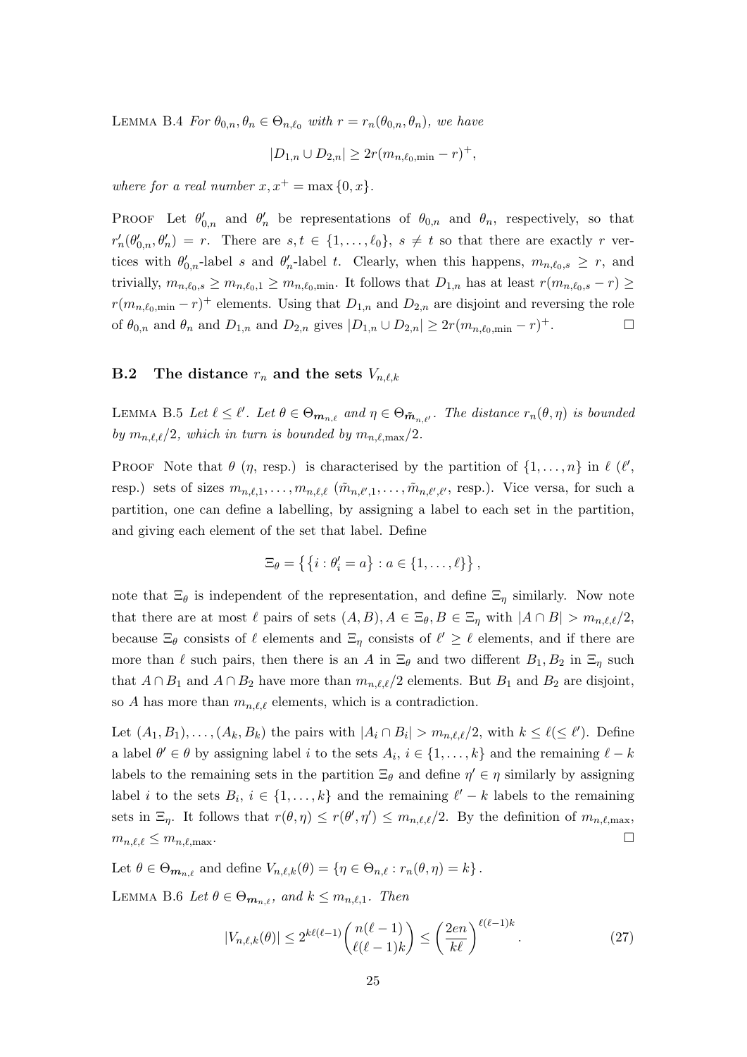Lemma B.4 *For $\theta_{0,n}, \theta_n \in \Theta_{n,\ell_0}$ with $r = r_n(\theta_{0,n}, \theta_n)$, we have*

$$|D_{1,n} \cup D_{2,n}| \geq 2r(m_{n,\ell_0,\min} - r)^+,$$

*where for a real number $x, x^+ = \max\{0, x\}$.*

Proof Let $\theta'_{0,n}$ and $\theta'_n$ be representations of $\theta_{0,n}$ and $\theta_n$, respectively, so that $r'_n(\theta'_{0,n}, \theta'_n) = r$. There are $s, t \in \{1, \ldots, \ell_0\}$, $s \neq t$ so that there are exactly $r$ vertices with $\theta'_{0,n}$-label $s$ and $\theta'_n$-label $t$. Clearly, when this happens, $m_{n,\ell_0,s} \geq r$, and trivially, $m_{n,\ell_0,s} \geq m_{n,\ell_0,1} \geq m_{n,\ell_0,\min}$. It follows that $D_{1,n}$ has at least $r(m_{n,\ell_0,s} - r) \geq r(m_{n,\ell_0,\min} - r)^+$ elements. Using that $D_{1,n}$ and $D_{2,n}$ are disjoint and reversing the role of $\theta_{0,n}$ and $\theta_n$ and $D_{1,n}$ and $D_{2,n}$ gives $|D_{1,n} \cup D_{2,n}| \geq 2r(m_{n,\ell_0,\min} - r)^+$. □

## B.2 The distance $r_n$ and the sets $V_{n,\ell,k}$

Lemma B.5 *Let $\ell \leq \ell'$. Let $\theta \in \Theta_{\boldsymbol{m}_{n,\ell}}$ and $\eta \in \Theta_{\tilde{\boldsymbol{m}}_{n,\ell'}}$. The distance $r_n(\theta, \eta)$ is bounded by $m_{n,\ell,\ell}/2$, which in turn is bounded by $m_{n,\ell,\max}/2$.*

Proof Note that $\theta$ ($\eta$, resp.) is characterised by the partition of $\{1, \ldots, n\}$ in $\ell$ ($\ell'$, resp.) sets of sizes $m_{n,\ell,1}, \ldots, m_{n,\ell,\ell}$ ($\tilde{m}_{n,\ell',1}, \ldots, \tilde{m}_{n,\ell',\ell'}$, resp.). Vice versa, for such a partition, one can define a labelling, by assigning a label to each set in the partition, and giving each element of the set that label. Define

$$\Xi_\theta = \left\{ \{i : \theta'_i = a\} : a \in \{1, \ldots, \ell\} \right\},$$

note that $\Xi_\theta$ is independent of the representation, and define $\Xi_\eta$ similarly. Now note that there are at most $\ell$ pairs of sets $(A, B), A \in \Xi_\theta, B \in \Xi_\eta$ with $|A \cap B| > m_{n,\ell,\ell}/2$, because $\Xi_\theta$ consists of $\ell$ elements and $\Xi_\eta$ consists of $\ell' \geq \ell$ elements, and if there are more than $\ell$ such pairs, then there is an $A$ in $\Xi_\theta$ and two different $B_1, B_2$ in $\Xi_\eta$ such that $A \cap B_1$ and $A \cap B_2$ have more than $m_{n,\ell,\ell}/2$ elements. But $B_1$ and $B_2$ are disjoint, so $A$ has more than $m_{n,\ell,\ell}$ elements, which is a contradiction.

Let $(A_1, B_1), \ldots, (A_k, B_k)$ the pairs with $|A_i \cap B_i| > m_{n,\ell,\ell}/2$, with $k \leq \ell (\leq \ell')$. Define a label $\theta' \in \theta$ by assigning label $i$ to the sets $A_i$, $i \in \{1, \ldots, k\}$ and the remaining $\ell - k$ labels to the remaining sets in the partition $\Xi_\theta$ and define $\eta' \in \eta$ similarly by assigning label $i$ to the sets $B_i$, $i \in \{1, \ldots, k\}$ and the remaining $\ell' - k$ labels to the remaining sets in $\Xi_\eta$. It follows that $r(\theta, \eta) \leq r(\theta', \eta') \leq m_{n,\ell,\ell}/2$. By the definition of $m_{n,\ell,\max}$, $m_{n,\ell,\ell} \leq m_{n,\ell,\max}$. □

Let $\theta \in \Theta_{\boldsymbol{m}_{n,\ell}}$ and define $V_{n,\ell,k}(\theta) = \{\eta \in \Theta_{n,\ell} : r_n(\theta, \eta) = k\}$.

Lemma B.6 *Let $\theta \in \Theta_{\boldsymbol{m}_{n,\ell}}$, and $k \leq m_{n,\ell,1}$. Then*

$$|V_{n,\ell,k}(\theta)| \leq 2^{k\ell(\ell-1)} \binom{n(\ell-1)}{\ell(\ell-1)k} \leq \left(\frac{2en}{k\ell}\right)^{\ell(\ell-1)k}. \tag{27}$$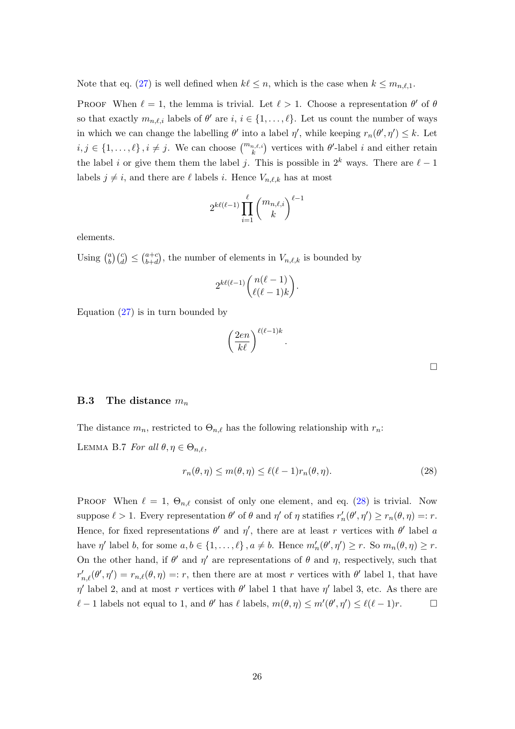Note that eq. (27) is well defined when $k\ell \leq n$, which is the case when $k \leq m_{n,\ell,1}$.

PROOF When $\ell = 1$, the lemma is trivial. Let $\ell > 1$. Choose a representation $\theta'$ of $\theta$ so that exactly $m_{n,\ell,i}$ labels of $\theta'$ are $i$, $i \in \{1, \dots, \ell\}$. Let us count the number of ways in which we can change the labelling $\theta'$ into a label $\eta'$, while keeping $r_n(\theta', \eta') \leq k$. Let $i, j \in \{1, \dots, \ell\}, i \neq j$. We can choose $\binom{m_{n,\ell,i}}{k}$ vertices with $\theta'$-label $i$ and either retain the label $i$ or give them them the label $j$. This is possible in $2^k$ ways. There are $\ell - 1$ labels $j \neq i$, and there are $\ell$ labels $i$. Hence $V_{n,\ell,k}$ has at most

$$2^{k\ell(\ell-1)} \prod_{i=1}^{\ell} \binom{m_{n,\ell,i}}{k}^{\ell-1}$$

elements.

Using $\binom{a}{b}\binom{c}{d} \leq \binom{a+c}{b+d}$, the number of elements in $V_{n,\ell,k}$ is bounded by

$$2^{k\ell(\ell-1)} \binom{n(\ell-1)}{\ell(\ell-1)k}.$$

Equation (27) is in turn bounded by

$$\left(\frac{2en}{k\ell}\right)^{\ell(\ell-1)k}.$$

□

### B.3 The distance $m_n$

The distance $m_n$, restricted to $\Theta_{n,\ell}$ has the following relationship with $r_n$:

LEMMA B.7 *For all $\theta, \eta \in \Theta_{n,\ell}$,*

$$r_n(\theta, \eta) \leq m(\theta, \eta) \leq \ell(\ell-1) r_n(\theta, \eta). \tag{28}$$

PROOF When $\ell = 1$, $\Theta_{n,\ell}$ consist of only one element, and eq. (28) is trivial. Now suppose $\ell > 1$. Every representation $\theta'$ of $\theta$ and $\eta'$ of $\eta$ statifies $r_n'(\theta', \eta') \geq r_n(\theta, \eta) =: r$. Hence, for fixed representations $\theta'$ and $\eta'$, there are at least $r$ vertices with $\theta'$ label $a$ have $\eta'$ label $b$, for some $a, b \in \{1, \dots, \ell\}, a \neq b$. Hence $m_n'(\theta', \eta') \geq r$. So $m_n(\theta, \eta) \geq r$. On the other hand, if $\theta'$ and $\eta'$ are representations of $\theta$ and $\eta$, respectively, such that $r_{n,\ell}'(\theta', \eta') = r_{n,\ell}(\theta, \eta) =: r$, then there are at most $r$ vertices with $\theta'$ label 1, that have $\eta'$ label 2, and at most $r$ vertices with $\theta'$ label 1 that have $\eta'$ label 3, etc. As there are $\ell - 1$ labels not equal to 1, and $\theta'$ has $\ell$ labels, $m(\theta, \eta) \leq m'(\theta', \eta') \leq \ell(\ell-1)r$. □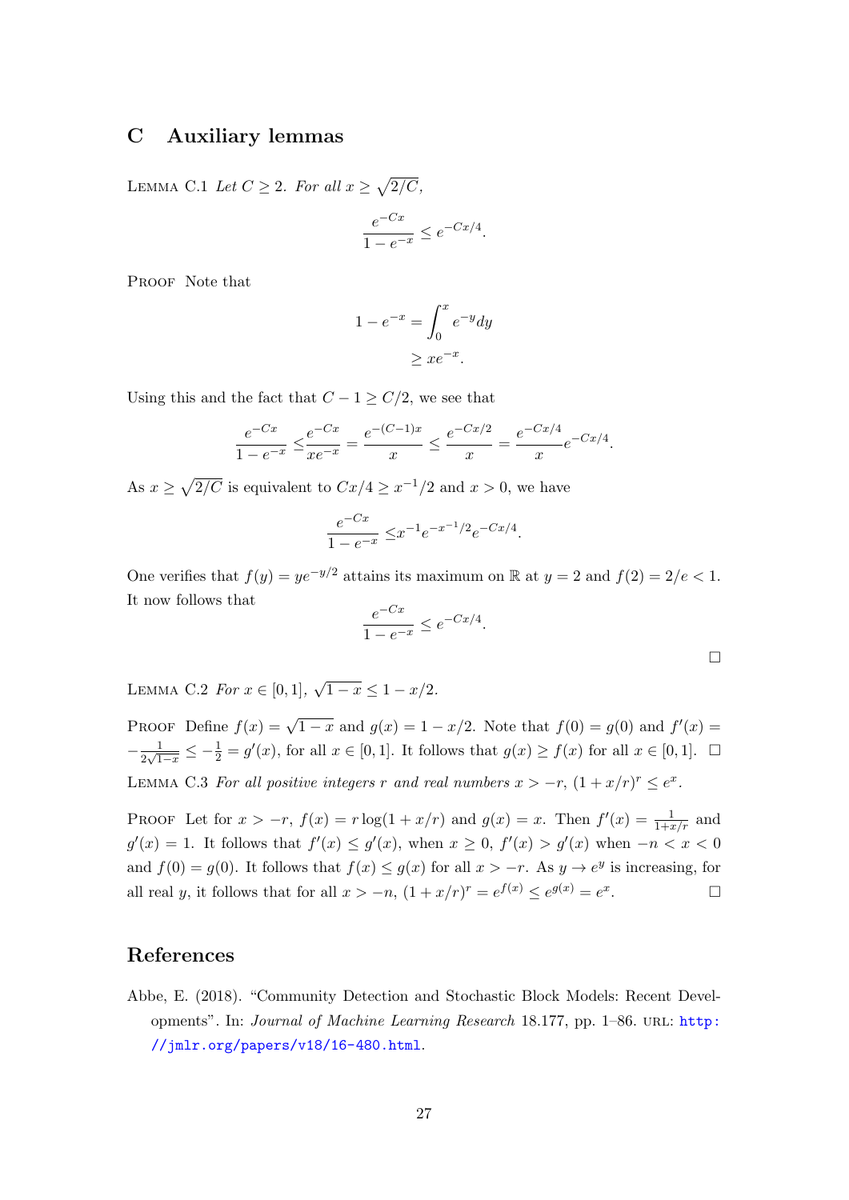## C Auxiliary lemmas

LEMMA C.1 *Let $C \geq 2$. For all $x \geq \sqrt{2/C}$,*

$$\frac{e^{-Cx}}{1-e^{-x}} \leq e^{-Cx/4}.$$

PROOF Note that

$$\begin{aligned} 1 - e^{-x} &= \int_0^x e^{-y} dy \\ &\geq xe^{-x}. \end{aligned}$$

Using this and the fact that $C - 1 \geq C/2$, we see that

$$\frac{e^{-Cx}}{1-e^{-x}} \leq \frac{e^{-Cx}}{xe^{-x}} = \frac{e^{-(C-1)x}}{x} \leq \frac{e^{-Cx/2}}{x} = \frac{e^{-Cx/4}}{x} e^{-Cx/4}.$$

As $x \geq \sqrt{2/C}$ is equivalent to $Cx/4 \geq x^{-1}/2$ and $x > 0$, we have

$$\frac{e^{-Cx}}{1-e^{-x}} \leq x^{-1} e^{-x^{-1}/2} e^{-Cx/4}.$$

One verifies that $f(y) = ye^{-y/2}$ attains its maximum on $\mathbb{R}$ at $y = 2$ and $f(2) = 2/e < 1$. It now follows that

$$\frac{e^{-Cx}}{1-e^{-x}} \leq e^{-Cx/4}.$$

□

LEMMA C.2 *For $x \in [0, 1]$, $\sqrt{1-x} \leq 1 - x/2$.*

PROOF Define $f(x) = \sqrt{1-x}$ and $g(x) = 1 - x/2$. Note that $f(0) = g(0)$ and $f'(x) = -\frac{1}{2\sqrt{1-x}} \leq -\frac{1}{2} = g'(x)$, for all $x \in [0, 1]$. It follows that $g(x) \geq f(x)$ for all $x \in [0, 1]$. □

LEMMA C.3 *For all positive integers $r$ and real numbers $x > -r$, $(1 + x/r)^r \leq e^x$.*

PROOF Let for $x > -r$, $f(x) = r \log(1 + x/r)$ and $g(x) = x$. Then $f'(x) = \frac{1}{1+x/r}$ and $g'(x) = 1$. It follows that $f'(x) \leq g'(x)$, when $x \geq 0$, $f'(x) > g'(x)$ when $-n < x < 0$ and $f(0) = g(0)$. It follows that $f(x) \leq g(x)$ for all $x > -r$. As $y \to e^y$ is increasing, for all real $y$, it follows that for all $x > -n$, $(1 + x/r)^r = e^{f(x)} \leq e^{g(x)} = e^x$. □

## References

Abbe, E. (2018). "Community Detection and Stochastic Block Models: Recent Developments". In: *Journal of Machine Learning Research* 18.177, pp. 1–86. URL: http://jmlr.org/papers/v18/16-480.html.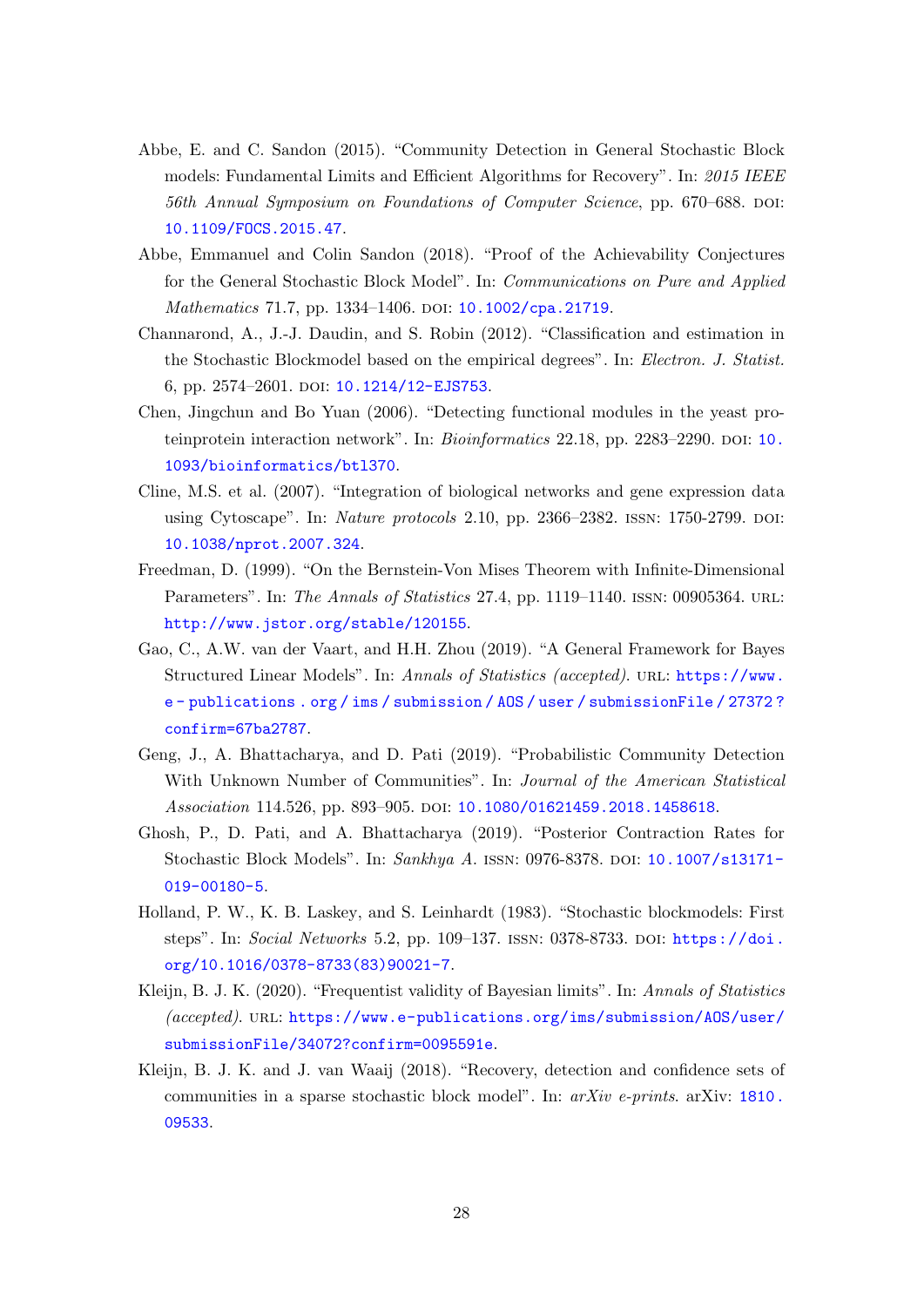Abbe, E. and C. Sandon (2015). "Community Detection in General Stochastic Block models: Fundamental Limits and Efficient Algorithms for Recovery". In: *2015 IEEE 56th Annual Symposium on Foundations of Computer Science*, pp. 670–688. DOI: 10.1109/FOCS.2015.47.

Abbe, Emmanuel and Colin Sandon (2018). "Proof of the Achievability Conjectures for the General Stochastic Block Model". In: *Communications on Pure and Applied Mathematics* 71.7, pp. 1334–1406. DOI: 10.1002/cpa.21719.

Channarond, A., J.-J. Daudin, and S. Robin (2012). "Classification and estimation in the Stochastic Blockmodel based on the empirical degrees". In: *Electron. J. Statist.* 6, pp. 2574–2601. DOI: 10.1214/12-EJS753.

Chen, Jingchun and Bo Yuan (2006). "Detecting functional modules in the yeast proteinprotein interaction network". In: *Bioinformatics* 22.18, pp. 2283–2290. DOI: 10.1093/bioinformatics/btl370.

Cline, M.S. et al. (2007). "Integration of biological networks and gene expression data using Cytoscape". In: *Nature protocols* 2.10, pp. 2366–2382. ISSN: 1750-2799. DOI: 10.1038/nprot.2007.324.

Freedman, D. (1999). "On the Bernstein-Von Mises Theorem with Infinite-Dimensional Parameters". In: *The Annals of Statistics* 27.4, pp. 1119–1140. ISSN: 00905364. URL: http://www.jstor.org/stable/120155.

Gao, C., A.W. van der Vaart, and H.H. Zhou (2019). "A General Framework for Bayes Structured Linear Models". In: *Annals of Statistics (accepted)*. URL: https://www.e-publications.org/ims/submission/AOS/user/submissionFile/27372?confirm=67ba2787.

Geng, J., A. Bhattacharya, and D. Pati (2019). "Probabilistic Community Detection With Unknown Number of Communities". In: *Journal of the American Statistical Association* 114.526, pp. 893–905. DOI: 10.1080/01621459.2018.1458618.

Ghosh, P., D. Pati, and A. Bhattacharya (2019). "Posterior Contraction Rates for Stochastic Block Models". In: *Sankhya A*. ISSN: 0976-8378. DOI: 10.1007/s13171-019-00180-5.

Holland, P. W., K. B. Laskey, and S. Leinhardt (1983). "Stochastic blockmodels: First steps". In: *Social Networks* 5.2, pp. 109–137. ISSN: 0378-8733. DOI: https://doi.org/10.1016/0378-8733(83)90021-7.

Kleijn, B. J. K. (2020). "Frequentist validity of Bayesian limits". In: *Annals of Statistics (accepted)*. URL: https://www.e-publications.org/ims/submission/AOS/user/submissionFile/34072?confirm=0095591e.

Kleijn, B. J. K. and J. van Waaij (2018). "Recovery, detection and confidence sets of communities in a sparse stochastic block model". In: *arXiv e-prints*. arXiv: 1810.09533.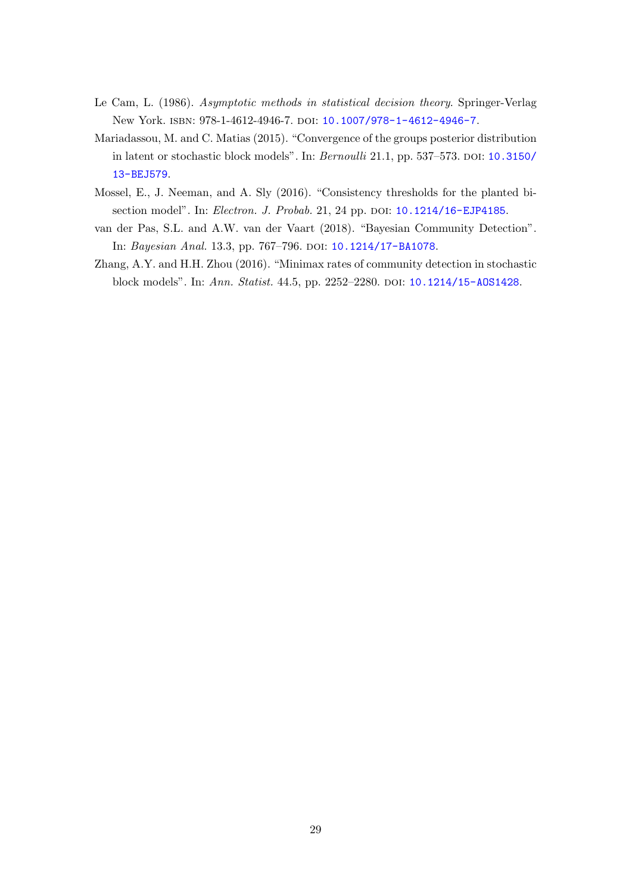Le Cam, L. (1986). *Asymptotic methods in statistical decision theory*. Springer-Verlag New York. ISBN: 978-1-4612-4946-7. DOI: 10.1007/978-1-4612-4946-7.

Mariadassou, M. and C. Matias (2015). "Convergence of the groups posterior distribution in latent or stochastic block models". In: *Bernoulli* 21.1, pp. 537–573. DOI: 10.3150/13-BEJ579.

Mossel, E., J. Neeman, and A. Sly (2016). "Consistency thresholds for the planted bisection model". In: *Electron. J. Probab.* 21, 24 pp. DOI: 10.1214/16-EJP4185.

van der Pas, S.L. and A.W. van der Vaart (2018). "Bayesian Community Detection". In: *Bayesian Anal.* 13.3, pp. 767–796. DOI: 10.1214/17-BA1078.

Zhang, A.Y. and H.H. Zhou (2016). "Minimax rates of community detection in stochastic block models". In: *Ann. Statist.* 44.5, pp. 2252–2280. DOI: 10.1214/15-AOS1428.